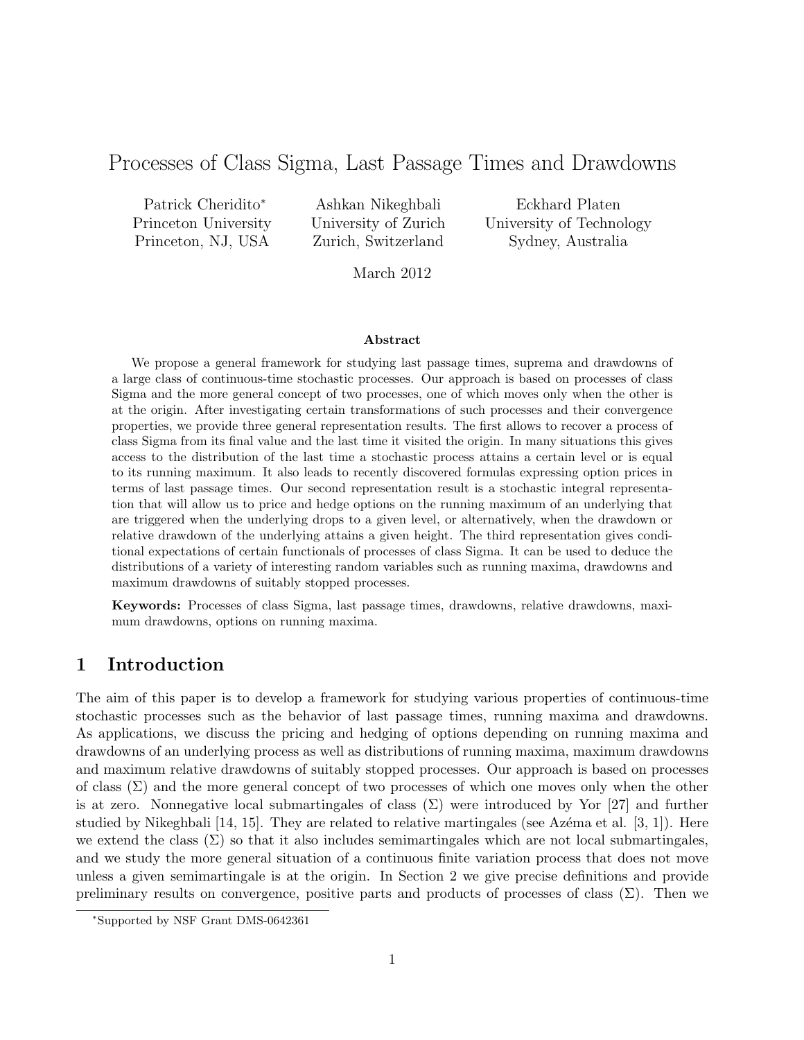# Processes of Class Sigma, Last Passage Times and Drawdowns

Patrick Cheridito[*]
Princeton University
Princeton, NJ, USA

Ashkan Nikeghbali
University of Zurich
Zurich, Switzerland

Eckhard Platen
University of Technology
Sydney, Australia

March 2012

**Abstract**

We propose a general framework for studying last passage times, suprema and drawdowns of a large class of continuous-time stochastic processes. Our approach is based on processes of class Sigma and the more general concept of two processes, one of which moves only when the other is at the origin. After investigating certain transformations of such processes and their convergence properties, we provide three general representation results. The first allows to recover a process of class Sigma from its final value and the last time it visited the origin. In many situations this gives access to the distribution of the last time a stochastic process attains a certain level or is equal to its running maximum. It also leads to recently discovered formulas expressing option prices in terms of last passage times. Our second representation result is a stochastic integral representation that will allow us to price and hedge options on the running maximum of an underlying that are triggered when the underlying drops to a given level, or alternatively, when the drawdown or relative drawdown of the underlying attains a given height. The third representation gives conditional expectations of certain functionals of processes of class Sigma. It can be used to deduce the distributions of a variety of interesting random variables such as running maxima, drawdowns and maximum drawdowns of suitably stopped processes.

**Keywords:** Processes of class Sigma, last passage times, drawdowns, relative drawdowns, maximum drawdowns, options on running maxima.

## 1 Introduction

The aim of this paper is to develop a framework for studying various properties of continuous-time stochastic processes such as the behavior of last passage times, running maxima and drawdowns. As applications, we discuss the pricing and hedging of options depending on running maxima and drawdowns of an underlying process as well as distributions of running maxima, maximum drawdowns and maximum relative drawdowns of suitably stopped processes. Our approach is based on processes of class $(\Sigma)$ and the more general concept of two processes of which one moves only when the other is at zero. Nonnegative local submartingales of class $(\Sigma)$ were introduced by Yor [27] and further studied by Nikeghbali [14, 15]. They are related to relative martingales (see Azéma et al. [3, 1]). Here we extend the class $(\Sigma)$ so that it also includes semimartingales which are not local submartingales, and we study the more general situation of a continuous finite variation process that does not move unless a given semimartingale is at the origin. In Section 2 we give precise definitions and provide preliminary results on convergence, positive parts and products of processes of class $(\Sigma)$. Then we

[*]Supported by NSF Grant DMS-0642361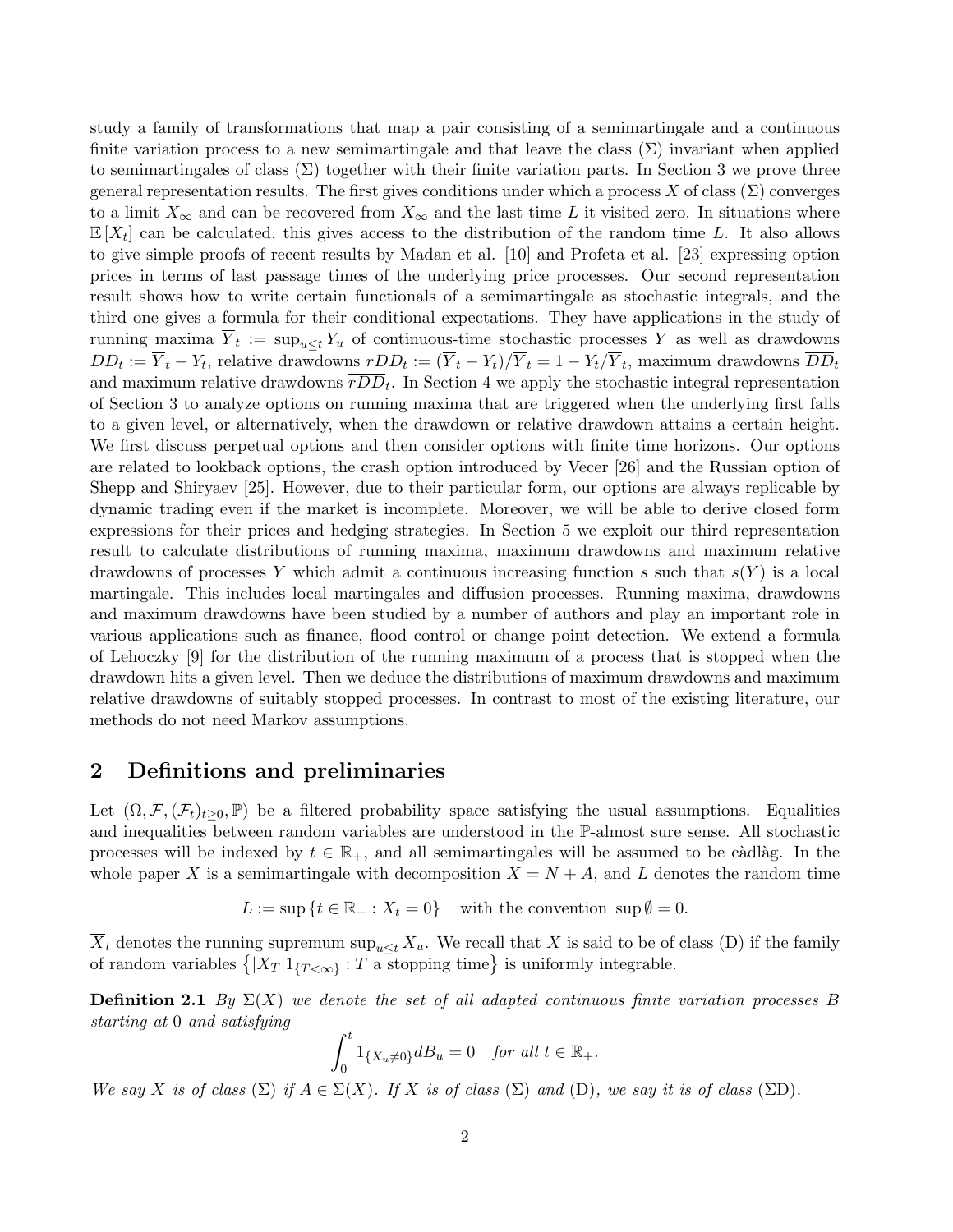study a family of transformations that map a pair consisting of a semimartingale and a continuous finite variation process to a new semimartingale and that leave the class $(\Sigma)$ invariant when applied to semimartingales of class $(\Sigma)$ together with their finite variation parts. In Section 3 we prove three general representation results. The first gives conditions under which a process $X$ of class $(\Sigma)$ converges to a limit $X_\infty$ and can be recovered from $X_\infty$ and the last time $L$ it visited zero. In situations where $\mathbb{E}[X_t]$ can be calculated, this gives access to the distribution of the random time $L$. It also allows to give simple proofs of recent results by Madan et al. [10] and Profeta et al. [23] expressing option prices in terms of last passage times of the underlying price processes. Our second representation result shows how to write certain functionals of a semimartingale as stochastic integrals, and the third one gives a formula for their conditional expectations. They have applications in the study of running maxima $\overline{Y}_t := \sup_{u \le t} Y_u$ of continuous-time stochastic processes $Y$ as well as drawdowns $DD_t := \overline{Y}_t - Y_t$, relative drawdowns $rDD_t := (\overline{Y}_t - Y_t)/\overline{Y}_t = 1 - Y_t/\overline{Y}_t$, maximum drawdowns $\overline{DD}_t$ and maximum relative drawdowns $\overline{rDD}_t$. In Section 4 we apply the stochastic integral representation of Section 3 to analyze options on running maxima that are triggered when the underlying first falls to a given level, or alternatively, when the drawdown or relative drawdown attains a certain height. We first discuss perpetual options and then consider options with finite time horizons. Our options are related to lookback options, the crash option introduced by Vecer [26] and the Russian option of Shepp and Shiryaev [25]. However, due to their particular form, our options are always replicable by dynamic trading even if the market is incomplete. Moreover, we will be able to derive closed form expressions for their prices and hedging strategies. In Section 5 we exploit our third representation result to calculate distributions of running maxima, maximum drawdowns and maximum relative drawdowns of processes $Y$ which admit a continuous increasing function $s$ such that $s(Y)$ is a local martingale. This includes local martingales and diffusion processes. Running maxima, drawdowns and maximum drawdowns have been studied by a number of authors and play an important role in various applications such as finance, flood control or change point detection. We extend a formula of Lehoczky [9] for the distribution of the running maximum of a process that is stopped when the drawdown hits a given level. Then we deduce the distributions of maximum drawdowns and maximum relative drawdowns of suitably stopped processes. In contrast to most of the existing literature, our methods do not need Markov assumptions.

## 2 Definitions and preliminaries

Let $(\Omega, \mathcal{F}, (\mathcal{F}_t)_{t \ge 0}, \mathbb{P})$ be a filtered probability space satisfying the usual assumptions. Equalities and inequalities between random variables are understood in the $\mathbb{P}$-almost sure sense. All stochastic processes will be indexed by $t \in \mathbb{R}_+$, and all semimartingales will be assumed to be càdlàg. In the whole paper $X$ is a semimartingale with decomposition $X = N + A$, and $L$ denotes the random time

$$L := \sup\{t \in \mathbb{R}_+ : X_t = 0\} \quad \text{with the convention } \sup \emptyset = 0.$$

$\overline{X}_t$ denotes the running supremum $\sup_{u \le t} X_u$. We recall that $X$ is said to be of class (D) if the family of random variables $\left\{|X_T| 1_{\{T < \infty\}} : T \text{ a stopping time}\right\}$ is uniformly integrable.

**Definition 2.1** *By $\Sigma(X)$ we denote the set of all adapted continuous finite variation processes $B$ starting at $0$ and satisfying*

$$\int_0^t 1_{\{X_u \neq 0\}} dB_u = 0 \quad \text{for all } t \in \mathbb{R}_+.$$

*We say $X$ is of class $(\Sigma)$ if $A \in \Sigma(X)$. If $X$ is of class $(\Sigma)$ and (D), we say it is of class $(\Sigma\text{D})$.*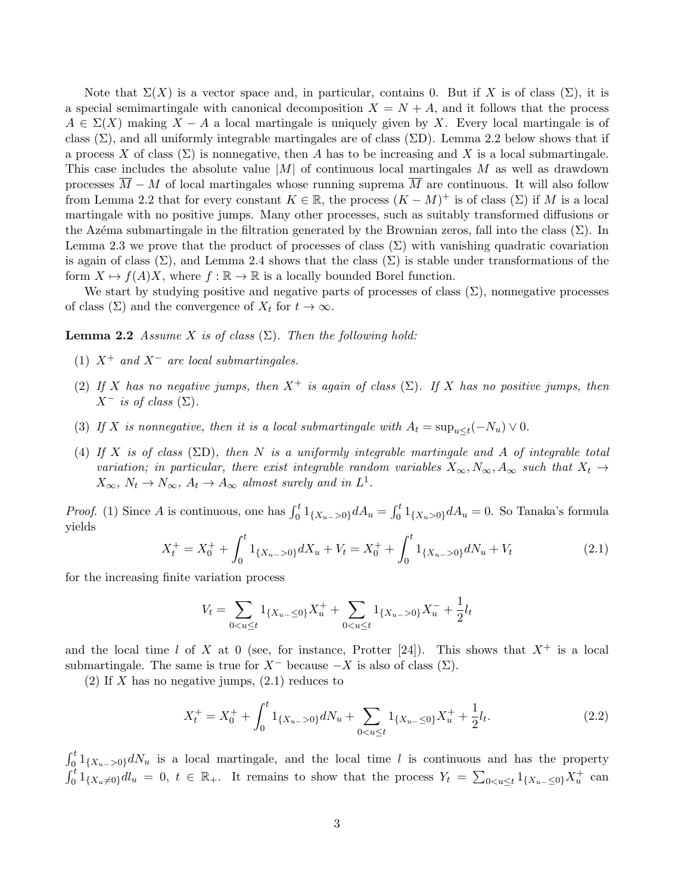Note that $\Sigma(X)$ is a vector space and, in particular, contains 0. But if $X$ is of class $(\Sigma)$, it is a special semimartingale with canonical decomposition $X = N + A$, and it follows that the process $A \in \Sigma(X)$ making $X - A$ a local martingale is uniquely given by $X$. Every local martingale is of class $(\Sigma)$, and all uniformly integrable martingales are of class $(\Sigma\text{D})$. Lemma 2.2 below shows that if a process $X$ of class $(\Sigma)$ is nonnegative, then $A$ has to be increasing and $X$ is a local submartingale. This case includes the absolute value $|M|$ of continuous local martingales $M$ as well as drawdown processes $\overline{M} - M$ of local martingales whose running suprema $\overline{M}$ are continuous. It will also follow from Lemma 2.2 that for every constant $K \in \mathbb{R}$, the process $(K - M)^+$ is of class $(\Sigma)$ if $M$ is a local martingale with no positive jumps. Many other processes, such as suitably transformed diffusions or the Azéma submartingale in the filtration generated by the Brownian zeros, fall into the class $(\Sigma)$. In Lemma 2.3 we prove that the product of processes of class $(\Sigma)$ with vanishing quadratic covariation is again of class $(\Sigma)$, and Lemma 2.4 shows that the class $(\Sigma)$ is stable under transformations of the form $X \mapsto f(A)X$, where $f : \mathbb{R} \to \mathbb{R}$ is a locally bounded Borel function.

We start by studying positive and negative parts of processes of class $(\Sigma)$, nonnegative processes of class $(\Sigma)$ and the convergence of $X_t$ for $t \to \infty$.

**Lemma 2.2** *Assume $X$ is of class $(\Sigma)$. Then the following hold:*

1. *$X^+$ and $X^-$ are local submartingales.*
2. *If $X$ has no negative jumps, then $X^+$ is again of class $(\Sigma)$. If $X$ has no positive jumps, then $X^-$ is of class $(\Sigma)$.*
3. *If $X$ is nonnegative, then it is a local submartingale with $A_t = \sup_{u \le t}(-N_u) \vee 0$.*
4. *If $X$ is of class $(\Sigma\text{D})$, then $N$ is a uniformly integrable martingale and $A$ of integrable total variation; in particular, there exist integrable random variables $X_\infty, N_\infty, A_\infty$ such that $X_t \to X_\infty$, $N_t \to N_\infty$, $A_t \to A_\infty$ almost surely and in $L^1$.*

*Proof.* (1) Since $A$ is continuous, one has $\int_0^t 1_{\{X_{u-} > 0\}} dA_u = \int_0^t 1_{\{X_u > 0\}} dA_u = 0$. So Tanaka's formula yields

$$X_t^+ = X_0^+ + \int_0^t 1_{\{X_{u-} > 0\}} dX_u + V_t = X_0^+ + \int_0^t 1_{\{X_{u-} > 0\}} dN_u + V_t \tag{2.1}$$

for the increasing finite variation process

$$V_t = \sum_{0 < u \le t} 1_{\{X_{u-} \le 0\}} X_u^+ + \sum_{0 < u \le t} 1_{\{X_{u-} > 0\}} X_u^- + \frac{1}{2} l_t$$

and the local time $l$ of $X$ at 0 (see, for instance, Protter [24]). This shows that $X^+$ is a local submartingale. The same is true for $X^-$ because $-X$ is also of class $(\Sigma)$.

(2) If $X$ has no negative jumps, (2.1) reduces to

$$X_t^+ = X_0^+ + \int_0^t 1_{\{X_{u-} > 0\}} dN_u + \sum_{0 < u \le t} 1_{\{X_{u-} \le 0\}} X_u^+ + \frac{1}{2} l_t. \tag{2.2}$$

$\int_0^t 1_{\{X_{u-} > 0\}} dN_u$ is a local martingale, and the local time $l$ is continuous and has the property $\int_0^t 1_{\{X_u \neq 0\}} dl_u = 0$, $t \in \mathbb{R}_+$. It remains to show that the process $Y_t = \sum_{0 < u \le t} 1_{\{X_{u-} \le 0\}} X_u^+$ can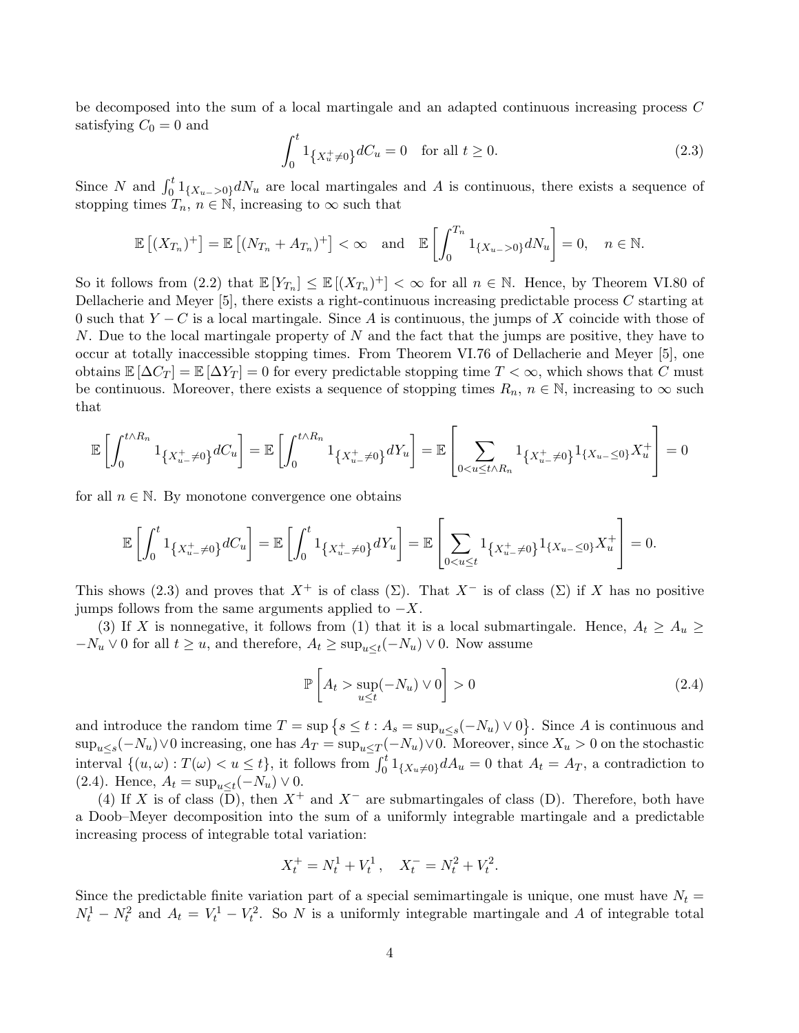be decomposed into the sum of a local martingale and an adapted continuous increasing process $C$ satisfying $C_0 = 0$ and

$$\int_0^t 1_{\{X_u^+ \neq 0\}} dC_u = 0 \quad \text{for all } t \geq 0. \tag{2.3}$$

Since $N$ and $\int_0^t 1_{\{X_{u-} > 0\}} dN_u$ are local martingales and $A$ is continuous, there exists a sequence of stopping times $T_n$, $n \in \mathbb{N}$, increasing to $\infty$ such that

$$\mathbb{E}\left[(X_{T_n})^+\right] = \mathbb{E}\left[(N_{T_n} + A_{T_n})^+\right] < \infty \quad \text{and} \quad \mathbb{E}\left[\int_0^{T_n} 1_{\{X_{u-} > 0\}} dN_u\right] = 0, \quad n \in \mathbb{N}.$$

So it follows from (2.2) that $\mathbb{E}[Y_{T_n}] \leq \mathbb{E}[(X_{T_n})^+] < \infty$ for all $n \in \mathbb{N}$. Hence, by Theorem VI.80 of Dellacherie and Meyer [5], there exists a right-continuous increasing predictable process $C$ starting at 0 such that $Y - C$ is a local martingale. Since $A$ is continuous, the jumps of $X$ coincide with those of $N$. Due to the local martingale property of $N$ and the fact that the jumps are positive, they have to occur at totally inaccessible stopping times. From Theorem VI.76 of Dellacherie and Meyer [5], one obtains $\mathbb{E}[\Delta C_T] = \mathbb{E}[\Delta Y_T] = 0$ for every predictable stopping time $T < \infty$, which shows that $C$ must be continuous. Moreover, there exists a sequence of stopping times $R_n$, $n \in \mathbb{N}$, increasing to $\infty$ such that

$$\mathbb{E}\left[\int_0^{t \wedge R_n} 1_{\{X_{u-}^+ \neq 0\}} dC_u\right] = \mathbb{E}\left[\int_0^{t \wedge R_n} 1_{\{X_{u-}^+ \neq 0\}} dY_u\right] = \mathbb{E}\left[\sum_{0 < u \leq t \wedge R_n} 1_{\{X_{u-}^+ \neq 0\}} 1_{\{X_{u-} \leq 0\}} X_u^+\right] = 0$$

for all $n \in \mathbb{N}$. By monotone convergence one obtains

$$\mathbb{E}\left[\int_0^t 1_{\{X_{u-}^+ \neq 0\}} dC_u\right] = \mathbb{E}\left[\int_0^t 1_{\{X_{u-}^+ \neq 0\}} dY_u\right] = \mathbb{E}\left[\sum_{0 < u \leq t} 1_{\{X_{u-}^+ \neq 0\}} 1_{\{X_{u-} \leq 0\}} X_u^+\right] = 0.$$

This shows (2.3) and proves that $X^+$ is of class ($\Sigma$). That $X^-$ is of class ($\Sigma$) if $X$ has no positive jumps follows from the same arguments applied to $-X$.

(3) If $X$ is nonnegative, it follows from (1) that it is a local submartingale. Hence, $A_t \geq A_u \geq -N_u \vee 0$ for all $t \geq u$, and therefore, $A_t \geq \sup_{u \leq t}(-N_u) \vee 0$. Now assume

$$\mathbb{P}\left[A_t > \sup_{u \leq t}(-N_u) \vee 0\right] > 0 \tag{2.4}$$

and introduce the random time $T = \sup\left\{s \leq t : A_s = \sup_{u \leq s}(-N_u) \vee 0\right\}$. Since $A$ is continuous and $\sup_{u \leq s}(-N_u) \vee 0$ increasing, one has $A_T = \sup_{u \leq T}(-N_u) \vee 0$. Moreover, since $X_u > 0$ on the stochastic interval $\{(u, \omega) : T(\omega) < u \leq t\}$, it follows from $\int_0^t 1_{\{X_u \neq 0\}} dA_u = 0$ that $A_t = A_T$, a contradiction to (2.4). Hence, $A_t = \sup_{u \leq t}(-N_u) \vee 0$.

(4) If $X$ is of class (D), then $X^+$ and $X^-$ are submartingales of class (D). Therefore, both have a Doob–Meyer decomposition into the sum of a uniformly integrable martingale and a predictable increasing process of integrable total variation:

$$X_t^+ = N_t^1 + V_t^1, \quad X_t^- = N_t^2 + V_t^2.$$

Since the predictable finite variation part of a special semimartingale is unique, one must have $N_t = N_t^1 - N_t^2$ and $A_t = V_t^1 - V_t^2$. So $N$ is a uniformly integrable martingale and $A$ of integrable total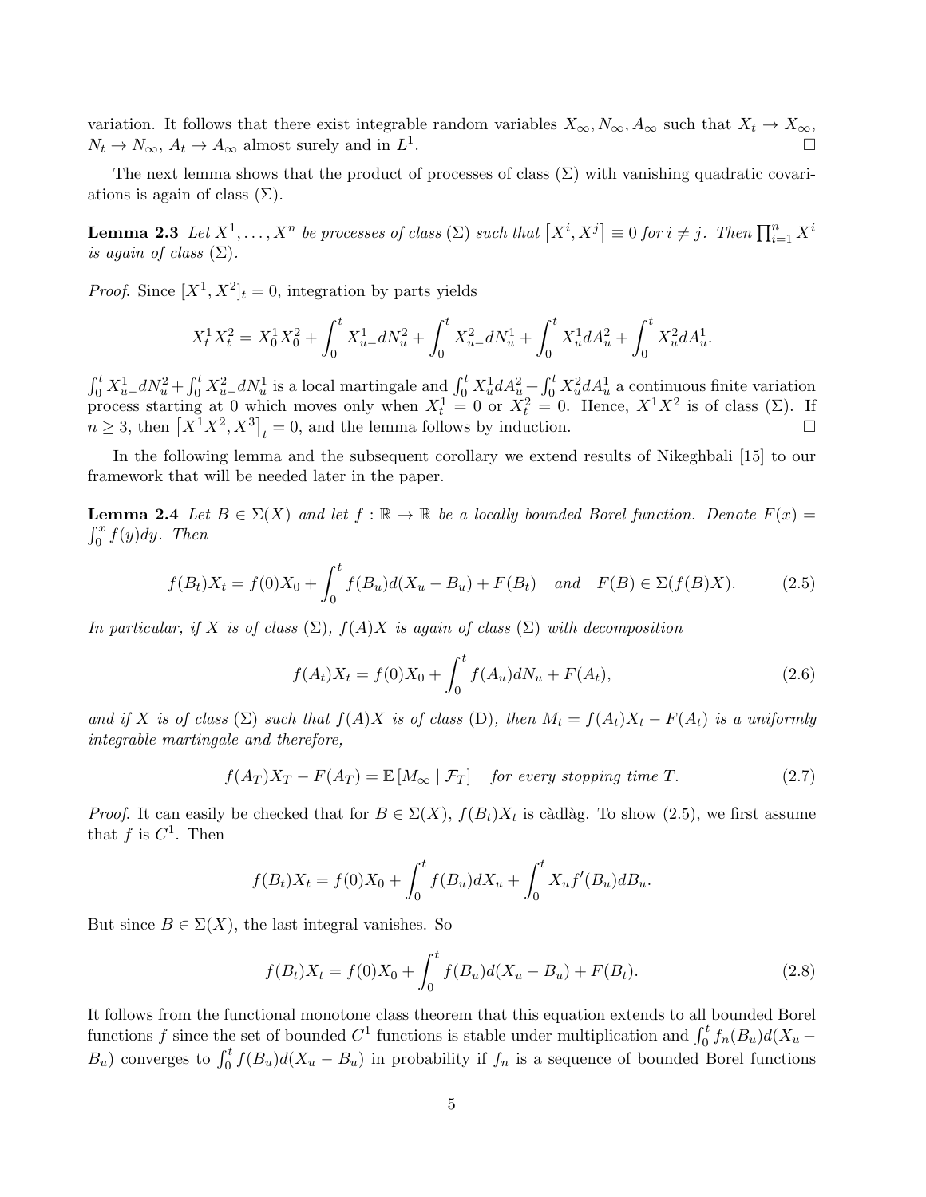variation. It follows that there exist integrable random variables $X_\infty, N_\infty, A_\infty$ such that $X_t \to X_\infty$, $N_t \to N_\infty$, $A_t \to A_\infty$ almost surely and in $L^1$. □

The next lemma shows that the product of processes of class $(\Sigma)$ with vanishing quadratic covariations is again of class $(\Sigma)$.

**Lemma 2.3** *Let $X^1, \ldots, X^n$ be processes of class $(\Sigma)$ such that $\left[X^i, X^j\right] \equiv 0$ for $i \neq j$. Then $\prod_{i=1}^n X^i$ is again of class $(\Sigma)$.*

*Proof.* Since $[X^1, X^2]_t = 0$, integration by parts yields

$$X_t^1 X_t^2 = X_0^1 X_0^2 + \int_0^t X_{u-}^1 dN_u^2 + \int_0^t X_{u-}^2 dN_u^1 + \int_0^t X_u^1 dA_u^2 + \int_0^t X_u^2 dA_u^1.$$

$\int_0^t X_{u-}^1 dN_u^2 + \int_0^t X_{u-}^2 dN_u^1$ is a local martingale and $\int_0^t X_u^1 dA_u^2 + \int_0^t X_u^2 dA_u^1$ a continuous finite variation process starting at 0 which moves only when $X_t^1 = 0$ or $X_t^2 = 0$. Hence, $X^1 X^2$ is of class $(\Sigma)$. If $n \geq 3$, then $\left[X^1 X^2, X^3\right]_t = 0$, and the lemma follows by induction. □

In the following lemma and the subsequent corollary we extend results of Nikeghbali [15] to our framework that will be needed later in the paper.

**Lemma 2.4** *Let $B \in \Sigma(X)$ and let $f : \mathbb{R} \to \mathbb{R}$ be a locally bounded Borel function. Denote $F(x) = \int_0^x f(y)dy$. Then*

$$f(B_t)X_t = f(0)X_0 + \int_0^t f(B_u)d(X_u - B_u) + F(B_t) \quad \text{and} \quad F(B) \in \Sigma(f(B)X). \tag{2.5}$$

*In particular, if $X$ is of class $(\Sigma)$, $f(A)X$ is again of class $(\Sigma)$ with decomposition*

$$f(A_t)X_t = f(0)X_0 + \int_0^t f(A_u)dN_u + F(A_t), \tag{2.6}$$

*and if $X$ is of class $(\Sigma)$ such that $f(A)X$ is of class (D), then $M_t = f(A_t)X_t - F(A_t)$ is a uniformly integrable martingale and therefore,*

$$f(A_T)X_T - F(A_T) = \mathbb{E}\left[M_\infty \mid \mathcal{F}_T\right] \quad \text{for every stopping time } T. \tag{2.7}$$

*Proof.* It can easily be checked that for $B \in \Sigma(X)$, $f(B_t)X_t$ is càdlàg. To show (2.5), we first assume that $f$ is $C^1$. Then

$$f(B_t)X_t = f(0)X_0 + \int_0^t f(B_u)dX_u + \int_0^t X_u f'(B_u)dB_u.$$

But since $B \in \Sigma(X)$, the last integral vanishes. So

$$f(B_t)X_t = f(0)X_0 + \int_0^t f(B_u)d(X_u - B_u) + F(B_t). \tag{2.8}$$

It follows from the functional monotone class theorem that this equation extends to all bounded Borel functions $f$ since the set of bounded $C^1$ functions is stable under multiplication and $\int_0^t f_n(B_u)d(X_u - B_u)$ converges to $\int_0^t f(B_u)d(X_u - B_u)$ in probability if $f_n$ is a sequence of bounded Borel functions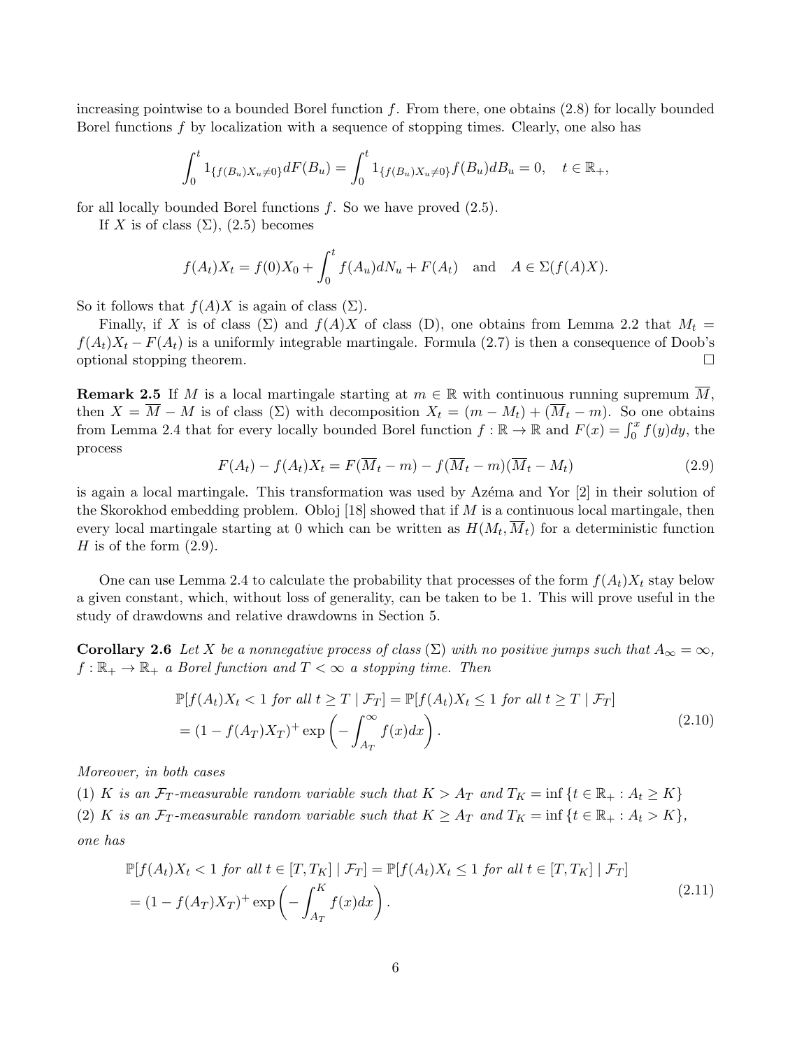increasing pointwise to a bounded Borel function $f$. From there, one obtains (2.8) for locally bounded Borel functions $f$ by localization with a sequence of stopping times. Clearly, one also has

$$\int_0^t 1_{\{f(B_u)X_u \neq 0\}} dF(B_u) = \int_0^t 1_{\{f(B_u)X_u \neq 0\}} f(B_u) dB_u = 0, \quad t \in \mathbb{R}_+,$$

for all locally bounded Borel functions $f$. So we have proved (2.5).

If $X$ is of class $(\Sigma)$, (2.5) becomes

$$f(A_t)X_t = f(0)X_0 + \int_0^t f(A_u) dN_u + F(A_t) \quad \text{and} \quad A \in \Sigma(f(A)X).$$

So it follows that $f(A)X$ is again of class $(\Sigma)$.

Finally, if $X$ is of class $(\Sigma)$ and $f(A)X$ of class (D), one obtains from Lemma 2.2 that $M_t = f(A_t)X_t - F(A_t)$ is a uniformly integrable martingale. Formula (2.7) is then a consequence of Doob's optional stopping theorem. □

**Remark 2.5** If $M$ is a local martingale starting at $m \in \mathbb{R}$ with continuous running supremum $\overline{M}$, then $X = \overline{M} - M$ is of class $(\Sigma)$ with decomposition $X_t = (m - M_t) + (\overline{M}_t - m)$. So one obtains from Lemma 2.4 that for every locally bounded Borel function $f : \mathbb{R} \to \mathbb{R}$ and $F(x) = \int_0^x f(y)dy$, the process

$$F(A_t) - f(A_t)X_t = F(\overline{M}_t - m) - f(\overline{M}_t - m)(\overline{M}_t - M_t) \tag{2.9}$$

is again a local martingale. This transformation was used by Azéma and Yor [2] in their solution of the Skorokhod embedding problem. Obloj [18] showed that if $M$ is a continuous local martingale, then every local martingale starting at 0 which can be written as $H(M_t, \overline{M}_t)$ for a deterministic function $H$ is of the form (2.9).

One can use Lemma 2.4 to calculate the probability that processes of the form $f(A_t)X_t$ stay below a given constant, which, without loss of generality, can be taken to be 1. This will prove useful in the study of drawdowns and relative drawdowns in Section 5.

**Corollary 2.6** *Let $X$ be a nonnegative process of class $(\Sigma)$ with no positive jumps such that $A_\infty = \infty$, $f : \mathbb{R}_+ \to \mathbb{R}_+$ a Borel function and $T < \infty$ a stopping time. Then*

$$\begin{aligned} &\mathbb{P}[f(A_t)X_t < 1 \text{ for all } t \geq T \mid \mathcal{F}_T] = \mathbb{P}[f(A_t)X_t \leq 1 \text{ for all } t \geq T \mid \mathcal{F}_T] \\ &= (1 - f(A_T)X_T)^+ \exp\left(-\int_{A_T}^\infty f(x)dx\right). \end{aligned} \tag{2.10}$$

*Moreover, in both cases*

*(1) $K$ is an $\mathcal{F}_T$-measurable random variable such that $K > A_T$ and $T_K = \inf\{t \in \mathbb{R}_+ : A_t \geq K\}$*

*(2) $K$ is an $\mathcal{F}_T$-measurable random variable such that $K \geq A_T$ and $T_K = \inf\{t \in \mathbb{R}_+ : A_t > K\}$,*

*one has*

$$\begin{aligned} &\mathbb{P}[f(A_t)X_t < 1 \text{ for all } t \in [T, T_K] \mid \mathcal{F}_T] = \mathbb{P}[f(A_t)X_t \leq 1 \text{ for all } t \in [T, T_K] \mid \mathcal{F}_T] \\ &= (1 - f(A_T)X_T)^+ \exp\left(-\int_{A_T}^K f(x)dx\right). \end{aligned} \tag{2.11}$$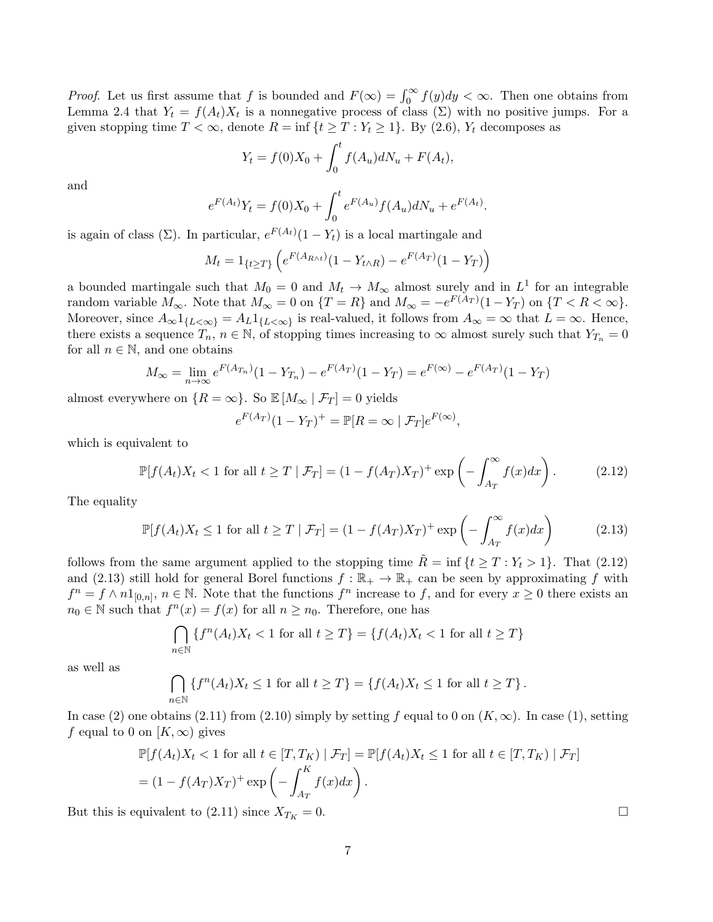*Proof.* Let us first assume that $f$ is bounded and $F(\infty) = \int_0^\infty f(y)dy < \infty$. Then one obtains from Lemma 2.4 that $Y_t = f(A_t)X_t$ is a nonnegative process of class $(\Sigma)$ with no positive jumps. For a given stopping time $T < \infty$, denote $R = \inf\{t \geq T : Y_t \geq 1\}$. By (2.6), $Y_t$ decomposes as

$$Y_t = f(0)X_0 + \int_0^t f(A_u)dN_u + F(A_t),$$

and

$$e^{F(A_t)}Y_t = f(0)X_0 + \int_0^t e^{F(A_u)}f(A_u)dN_u + e^{F(A_t)}.$$

is again of class $(\Sigma)$. In particular, $e^{F(A_t)}(1 - Y_t)$ is a local martingale and

$$M_t = 1_{\{t \geq T\}} \left( e^{F(A_{R\wedge t})}(1 - Y_{t\wedge R}) - e^{F(A_T)}(1 - Y_T) \right)$$

a bounded martingale such that $M_0 = 0$ and $M_t \to M_\infty$ almost surely and in $L^1$ for an integrable random variable $M_\infty$. Note that $M_\infty = 0$ on $\{T = R\}$ and $M_\infty = -e^{F(A_T)}(1 - Y_T)$ on $\{T < R < \infty\}$. Moreover, since $A_\infty 1_{\{L<\infty\}} = A_L 1_{\{L<\infty\}}$ is real-valued, it follows from $A_\infty = \infty$ that $L = \infty$. Hence, there exists a sequence $T_n$, $n \in \mathbb{N}$, of stopping times increasing to $\infty$ almost surely such that $Y_{T_n} = 0$ for all $n \in \mathbb{N}$, and one obtains

$$M_\infty = \lim_{n\to\infty} e^{F(A_{T_n})}(1 - Y_{T_n}) - e^{F(A_T)}(1 - Y_T) = e^{F(\infty)} - e^{F(A_T)}(1 - Y_T)$$

almost everywhere on $\{R = \infty\}$. So $\mathbb{E}[M_\infty \mid \mathcal{F}_T] = 0$ yields

$$e^{F(A_T)}(1 - Y_T)^+ = \mathbb{P}[R = \infty \mid \mathcal{F}_T]e^{F(\infty)},$$

which is equivalent to

$$\mathbb{P}[f(A_t)X_t < 1 \text{ for all } t \geq T \mid \mathcal{F}_T] = (1 - f(A_T)X_T)^+ \exp\left(-\int_{A_T}^\infty f(x)dx\right). \tag{2.12}$$

The equality

$$\mathbb{P}[f(A_t)X_t \leq 1 \text{ for all } t \geq T \mid \mathcal{F}_T] = (1 - f(A_T)X_T)^+ \exp\left(-\int_{A_T}^\infty f(x)dx\right) \tag{2.13}$$

follows from the same argument applied to the stopping time $\tilde{R} = \inf\{t \geq T : Y_t > 1\}$. That (2.12) and (2.13) still hold for general Borel functions $f : \mathbb{R}_+ \to \mathbb{R}_+$ can be seen by approximating $f$ with $f^n = f \wedge n1_{[0,n]}$, $n \in \mathbb{N}$. Note that the functions $f^n$ increase to $f$, and for every $x \geq 0$ there exists an $n_0 \in \mathbb{N}$ such that $f^n(x) = f(x)$ for all $n \geq n_0$. Therefore, one has

$$\bigcap_{n\in\mathbb{N}} \{f^n(A_t)X_t < 1 \text{ for all } t \geq T\} = \{f(A_t)X_t < 1 \text{ for all } t \geq T\}$$

as well as

$$\bigcap_{n\in\mathbb{N}} \{f^n(A_t)X_t \leq 1 \text{ for all } t \geq T\} = \{f(A_t)X_t \leq 1 \text{ for all } t \geq T\}.$$

In case (2) one obtains (2.11) from (2.10) simply by setting $f$ equal to 0 on $(K, \infty)$. In case (1), setting $f$ equal to 0 on $[K, \infty)$ gives

$$\begin{aligned}
&\mathbb{P}[f(A_t)X_t < 1 \text{ for all } t \in [T, T_K) \mid \mathcal{F}_T] = \mathbb{P}[f(A_t)X_t \leq 1 \text{ for all } t \in [T, T_K) \mid \mathcal{F}_T] \\
&= (1 - f(A_T)X_T)^+ \exp\left(-\int_{A_T}^K f(x)dx\right).
\end{aligned}$$

But this is equivalent to (2.11) since $X_{T_K} = 0$. $\square$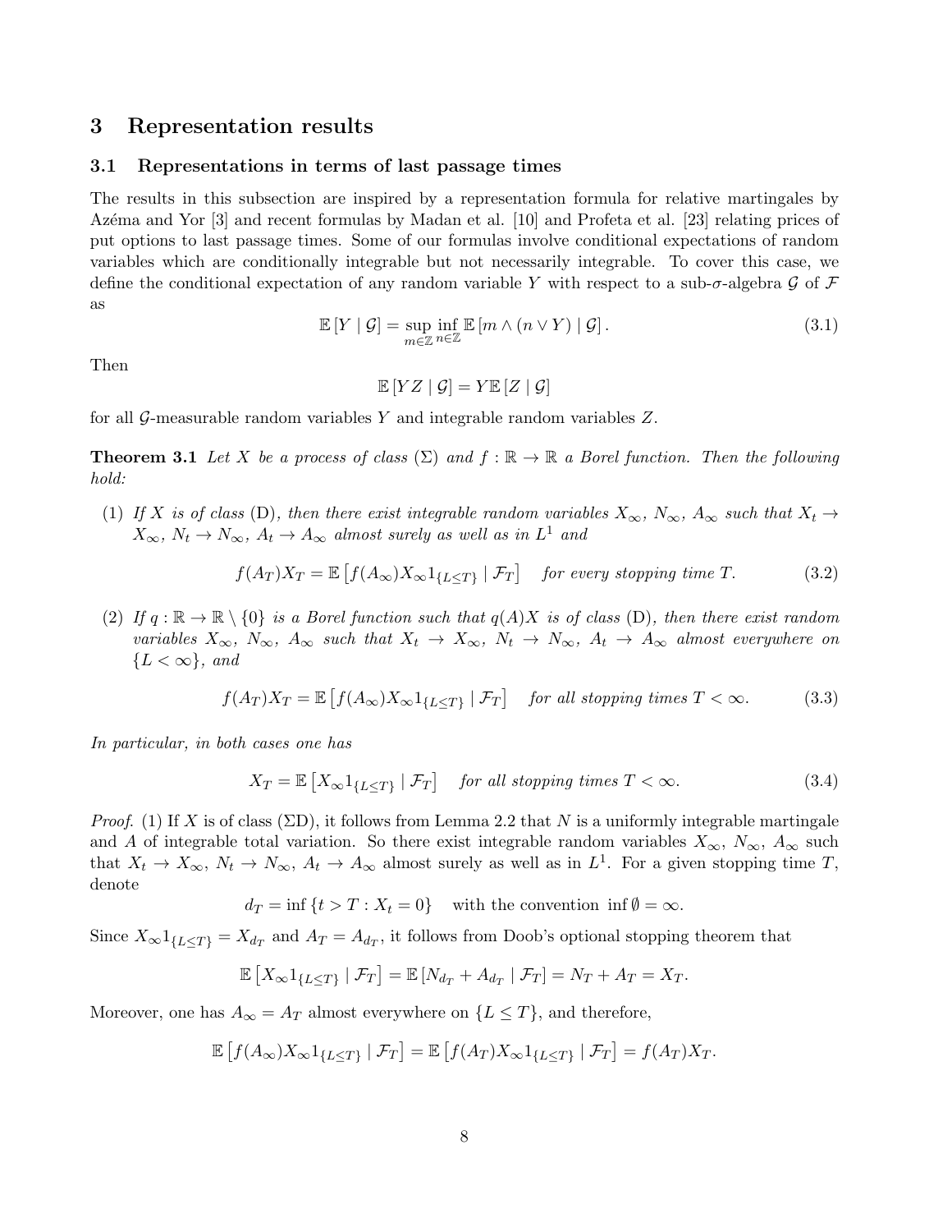## 3 Representation results

### 3.1 Representations in terms of last passage times

The results in this subsection are inspired by a representation formula for relative martingales by Azéma and Yor [3] and recent formulas by Madan et al. [10] and Profeta et al. [23] relating prices of put options to last passage times. Some of our formulas involve conditional expectations of random variables which are conditionally integrable but not necessarily integrable. To cover this case, we define the conditional expectation of any random variable $Y$ with respect to a sub-$\sigma$-algebra $\mathcal{G}$ of $\mathcal{F}$ as

$$\mathbb{E}\left[Y \mid \mathcal{G}\right] = \sup_{m \in \mathbb{Z}} \inf_{n \in \mathbb{Z}} \mathbb{E}\left[m \wedge (n \vee Y) \mid \mathcal{G}\right]. \tag{3.1}$$

Then

$$\mathbb{E}\left[YZ \mid \mathcal{G}\right] = Y\mathbb{E}\left[Z \mid \mathcal{G}\right]$$

for all $\mathcal{G}$-measurable random variables $Y$ and integrable random variables $Z$.

**Theorem 3.1** *Let $X$ be a process of class $(\Sigma)$ and $f : \mathbb{R} \to \mathbb{R}$ a Borel function. Then the following hold:*

(1) *If $X$ is of class* (D)*, then there exist integrable random variables $X_\infty$, $N_\infty$, $A_\infty$ such that $X_t \to X_\infty$, $N_t \to N_\infty$, $A_t \to A_\infty$ almost surely as well as in $L^1$ and*

$$f(A_T)X_T = \mathbb{E}\left[f(A_\infty)X_\infty 1_{\{L \le T\}} \mid \mathcal{F}_T\right] \quad \text{for every stopping time } T. \tag{3.2}$$

(2) *If $q : \mathbb{R} \to \mathbb{R} \setminus \{0\}$ is a Borel function such that $q(A)X$ is of class* (D)*, then there exist random variables $X_\infty$, $N_\infty$, $A_\infty$ such that $X_t \to X_\infty$, $N_t \to N_\infty$, $A_t \to A_\infty$ almost everywhere on $\{L < \infty\}$, and*

$$f(A_T)X_T = \mathbb{E}\left[f(A_\infty)X_\infty 1_{\{L \le T\}} \mid \mathcal{F}_T\right] \quad \text{for all stopping times } T < \infty. \tag{3.3}$$

*In particular, in both cases one has*

$$X_T = \mathbb{E}\left[X_\infty 1_{\{L \le T\}} \mid \mathcal{F}_T\right] \quad \text{for all stopping times } T < \infty. \tag{3.4}$$

*Proof.* (1) If $X$ is of class ($\Sigma$D), it follows from Lemma 2.2 that $N$ is a uniformly integrable martingale and $A$ of integrable total variation. So there exist integrable random variables $X_\infty$, $N_\infty$, $A_\infty$ such that $X_t \to X_\infty$, $N_t \to N_\infty$, $A_t \to A_\infty$ almost surely as well as in $L^1$. For a given stopping time $T$, denote

$$d_T = \inf\{t > T : X_t = 0\} \quad \text{with the convention } \inf \emptyset = \infty.$$

Since $X_\infty 1_{\{L \le T\}} = X_{d_T}$ and $A_T = A_{d_T}$, it follows from Doob's optional stopping theorem that

$$\mathbb{E}\left[X_\infty 1_{\{L \le T\}} \mid \mathcal{F}_T\right] = \mathbb{E}\left[N_{d_T} + A_{d_T} \mid \mathcal{F}_T\right] = N_T + A_T = X_T.$$

Moreover, one has $A_\infty = A_T$ almost everywhere on $\{L \le T\}$, and therefore,

$$\mathbb{E}\left[f(A_\infty)X_\infty 1_{\{L \le T\}} \mid \mathcal{F}_T\right] = \mathbb{E}\left[f(A_T)X_\infty 1_{\{L \le T\}} \mid \mathcal{F}_T\right] = f(A_T)X_T.$$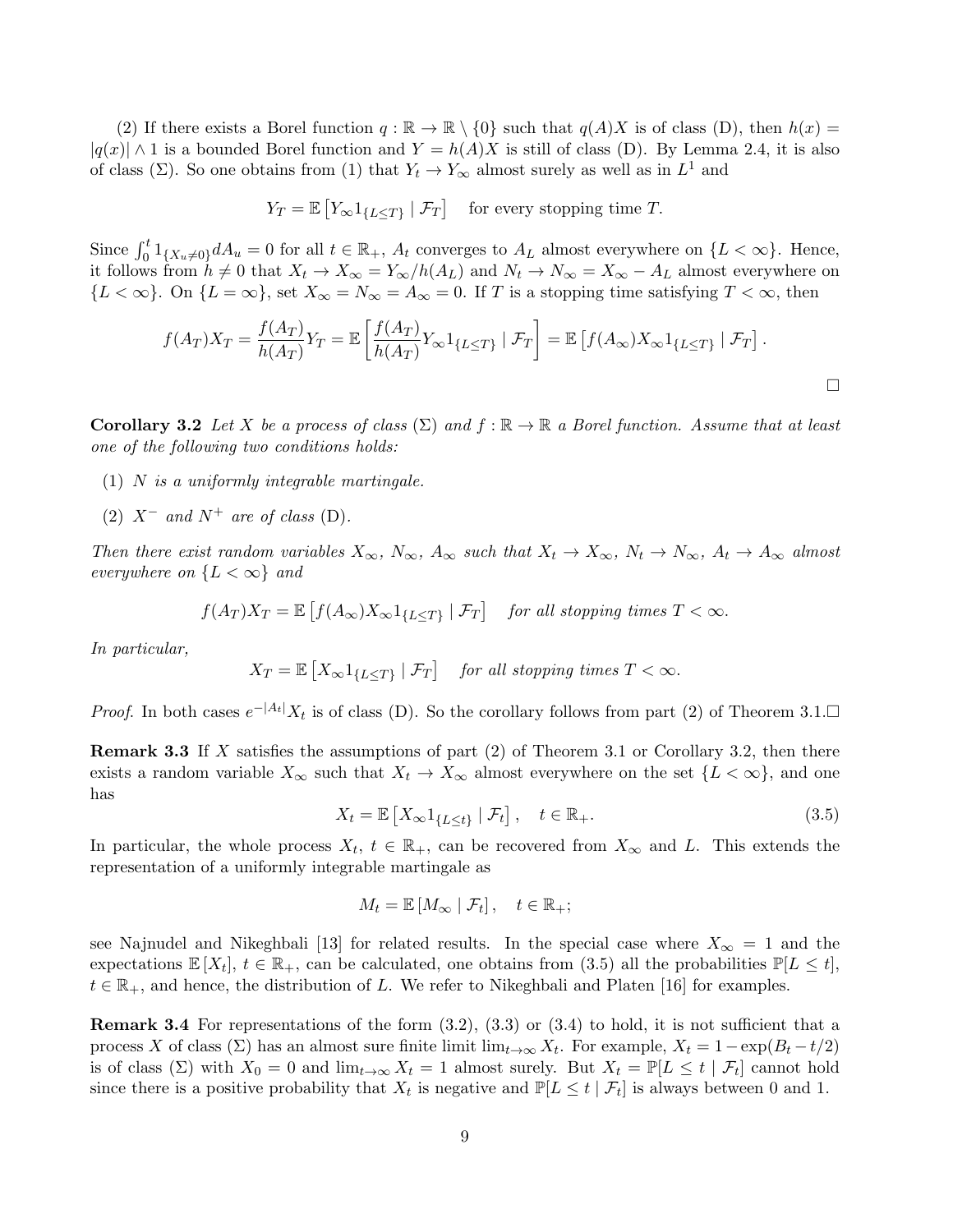(2) If there exists a Borel function $q : \mathbb{R} \to \mathbb{R} \setminus \{0\}$ such that $q(A)X$ is of class (D), then $h(x) = |q(x)| \wedge 1$ is a bounded Borel function and $Y = h(A)X$ is still of class (D). By Lemma 2.4, it is also of class ($\Sigma$). So one obtains from (1) that $Y_t \to Y_\infty$ almost surely as well as in $L^1$ and

$$Y_T = \mathbb{E}\left[Y_\infty 1_{\{L \le T\}} \mid \mathcal{F}_T\right] \quad \text{for every stopping time } T.$$

Since $\int_0^t 1_{\{X_u \neq 0\}} dA_u = 0$ for all $t \in \mathbb{R}_+$, $A_t$ converges to $A_L$ almost everywhere on $\{L < \infty\}$. Hence, it follows from $h \neq 0$ that $X_t \to X_\infty = Y_\infty / h(A_L)$ and $N_t \to N_\infty = X_\infty - A_L$ almost everywhere on $\{L < \infty\}$. On $\{L = \infty\}$, set $X_\infty = N_\infty = A_\infty = 0$. If $T$ is a stopping time satisfying $T < \infty$, then

$$f(A_T) X_T = \frac{f(A_T)}{h(A_T)} Y_T = \mathbb{E}\left[\frac{f(A_T)}{h(A_T)} Y_\infty 1_{\{L \le T\}} \mid \mathcal{F}_T\right] = \mathbb{E}\left[f(A_\infty) X_\infty 1_{\{L \le T\}} \mid \mathcal{F}_T\right].$$

□

**Corollary 3.2** *Let $X$ be a process of class ($\Sigma$) and $f : \mathbb{R} \to \mathbb{R}$ a Borel function. Assume that at least one of the following two conditions holds:*

(1) *$N$ is a uniformly integrable martingale.*

(2) *$X^-$ and $N^+$ are of class* (D).

*Then there exist random variables $X_\infty$, $N_\infty$, $A_\infty$ such that $X_t \to X_\infty$, $N_t \to N_\infty$, $A_t \to A_\infty$ almost everywhere on $\{L < \infty\}$ and*

$$f(A_T) X_T = \mathbb{E}\left[f(A_\infty) X_\infty 1_{\{L \le T\}} \mid \mathcal{F}_T\right] \quad \textit{for all stopping times } T < \infty.$$

*In particular,*

$$X_T = \mathbb{E}\left[X_\infty 1_{\{L \le T\}} \mid \mathcal{F}_T\right] \quad \textit{for all stopping times } T < \infty.$$

*Proof.* In both cases $e^{-|A_t|} X_t$ is of class (D). So the corollary follows from part (2) of Theorem 3.1.□

**Remark 3.3** If $X$ satisfies the assumptions of part (2) of Theorem 3.1 or Corollary 3.2, then there exists a random variable $X_\infty$ such that $X_t \to X_\infty$ almost everywhere on the set $\{L < \infty\}$, and one has

$$X_t = \mathbb{E}\left[X_\infty 1_{\{L \le t\}} \mid \mathcal{F}_t\right], \quad t \in \mathbb{R}_+. \tag{3.5}$$

In particular, the whole process $X_t$, $t \in \mathbb{R}_+$, can be recovered from $X_\infty$ and $L$. This extends the representation of a uniformly integrable martingale as

$$M_t = \mathbb{E}\left[M_\infty \mid \mathcal{F}_t\right], \quad t \in \mathbb{R}_+;$$

see Najnudel and Nikeghbali [13] for related results. In the special case where $X_\infty = 1$ and the expectations $\mathbb{E}[X_t]$, $t \in \mathbb{R}_+$, can be calculated, one obtains from (3.5) all the probabilities $\mathbb{P}[L \le t]$, $t \in \mathbb{R}_+$, and hence, the distribution of $L$. We refer to Nikeghbali and Platen [16] for examples.

**Remark 3.4** For representations of the form (3.2), (3.3) or (3.4) to hold, it is not sufficient that a process $X$ of class ($\Sigma$) has an almost sure finite limit $\lim_{t\to\infty} X_t$. For example, $X_t = 1 - \exp(B_t - t/2)$ is of class ($\Sigma$) with $X_0 = 0$ and $\lim_{t\to\infty} X_t = 1$ almost surely. But $X_t = \mathbb{P}[L \le t \mid \mathcal{F}_t]$ cannot hold since there is a positive probability that $X_t$ is negative and $\mathbb{P}[L \le t \mid \mathcal{F}_t]$ is always between 0 and 1.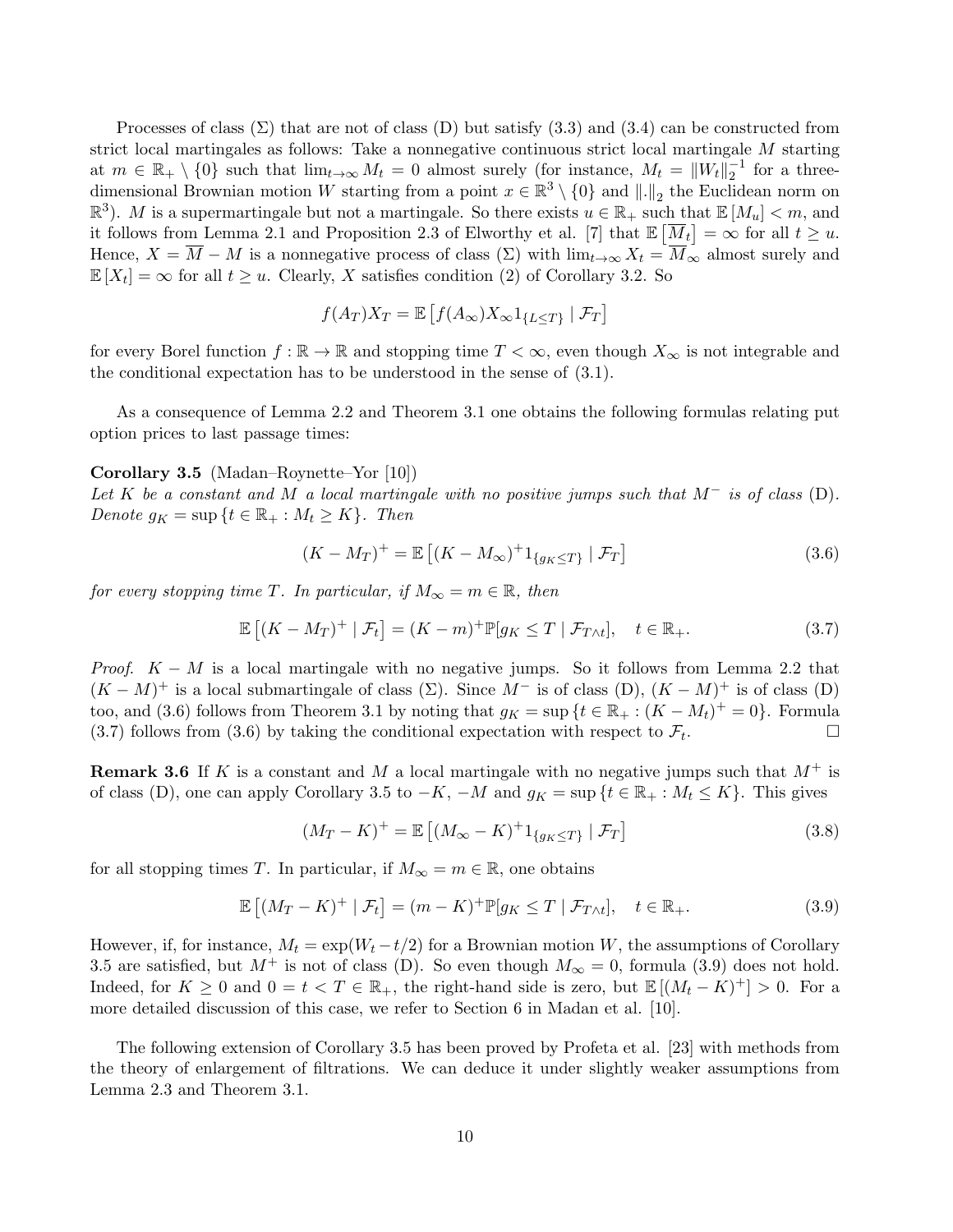Processes of class $(\Sigma)$ that are not of class (D) but satisfy (3.3) and (3.4) can be constructed from strict local martingales as follows: Take a nonnegative continuous strict local martingale $M$ starting at $m \in \mathbb{R}_+ \setminus \{0\}$ such that $\lim_{t\to\infty} M_t = 0$ almost surely (for instance, $M_t = \|W_t\|_2^{-1}$ for a three-dimensional Brownian motion $W$ starting from a point $x \in \mathbb{R}^3 \setminus \{0\}$ and $\|.\|_2$ the Euclidean norm on $\mathbb{R}^3$). $M$ is a supermartingale but not a martingale. So there exists $u \in \mathbb{R}_+$ such that $\mathbb{E}[M_u] < m$, and it follows from Lemma 2.1 and Proposition 2.3 of Elworthy et al. [7] that $\mathbb{E}\left[\overline{M}_t\right] = \infty$ for all $t \geq u$. Hence, $X = \overline{M} - M$ is a nonnegative process of class $(\Sigma)$ with $\lim_{t\to\infty} X_t = \overline{M}_\infty$ almost surely and $\mathbb{E}[X_t] = \infty$ for all $t \geq u$. Clearly, $X$ satisfies condition (2) of Corollary 3.2. So

$$f(A_T)X_T = \mathbb{E}\left[f(A_\infty)X_\infty 1_{\{L\leq T\}} \mid \mathcal{F}_T\right]$$

for every Borel function $f : \mathbb{R} \to \mathbb{R}$ and stopping time $T < \infty$, even though $X_\infty$ is not integrable and the conditional expectation has to be understood in the sense of (3.1).

As a consequence of Lemma 2.2 and Theorem 3.1 one obtains the following formulas relating put option prices to last passage times:

**Corollary 3.5** (Madan–Roynette–Yor [10])
*Let $K$ be a constant and $M$ a local martingale with no positive jumps such that $M^-$ is of class* (D). *Denote $g_K = \sup\{t \in \mathbb{R}_+ : M_t \geq K\}$. Then*

$$(K - M_T)^+ = \mathbb{E}\left[(K - M_\infty)^+ 1_{\{g_K \leq T\}} \mid \mathcal{F}_T\right] \tag{3.6}$$

*for every stopping time $T$. In particular, if $M_\infty = m \in \mathbb{R}$, then*

$$\mathbb{E}\left[(K - M_T)^+ \mid \mathcal{F}_t\right] = (K - m)^+ \mathbb{P}[g_K \leq T \mid \mathcal{F}_{T\wedge t}], \quad t \in \mathbb{R}_+. \tag{3.7}$$

*Proof.* $K - M$ is a local martingale with no negative jumps. So it follows from Lemma 2.2 that $(K - M)^+$ is a local submartingale of class $(\Sigma)$. Since $M^-$ is of class (D), $(K - M)^+$ is of class (D) too, and (3.6) follows from Theorem 3.1 by noting that $g_K = \sup\{t \in \mathbb{R}_+ : (K - M_t)^+ = 0\}$. Formula (3.7) follows from (3.6) by taking the conditional expectation with respect to $\mathcal{F}_t$. $\square$

**Remark 3.6** If $K$ is a constant and $M$ a local martingale with no negative jumps such that $M^+$ is of class (D), one can apply Corollary 3.5 to $-K$, $-M$ and $g_K = \sup\{t \in \mathbb{R}_+ : M_t \leq K\}$. This gives

$$(M_T - K)^+ = \mathbb{E}\left[(M_\infty - K)^+ 1_{\{g_K \leq T\}} \mid \mathcal{F}_T\right] \tag{3.8}$$

for all stopping times $T$. In particular, if $M_\infty = m \in \mathbb{R}$, one obtains

$$\mathbb{E}\left[(M_T - K)^+ \mid \mathcal{F}_t\right] = (m - K)^+ \mathbb{P}[g_K \leq T \mid \mathcal{F}_{T\wedge t}], \quad t \in \mathbb{R}_+. \tag{3.9}$$

However, if, for instance, $M_t = \exp(W_t - t/2)$ for a Brownian motion $W$, the assumptions of Corollary 3.5 are satisfied, but $M^+$ is not of class (D). So even though $M_\infty = 0$, formula (3.9) does not hold. Indeed, for $K \geq 0$ and $0 = t < T \in \mathbb{R}_+$, the right-hand side is zero, but $\mathbb{E}[(M_t - K)^+] > 0$. For a more detailed discussion of this case, we refer to Section 6 in Madan et al. [10].

The following extension of Corollary 3.5 has been proved by Profeta et al. [23] with methods from the theory of enlargement of filtrations. We can deduce it under slightly weaker assumptions from Lemma 2.3 and Theorem 3.1.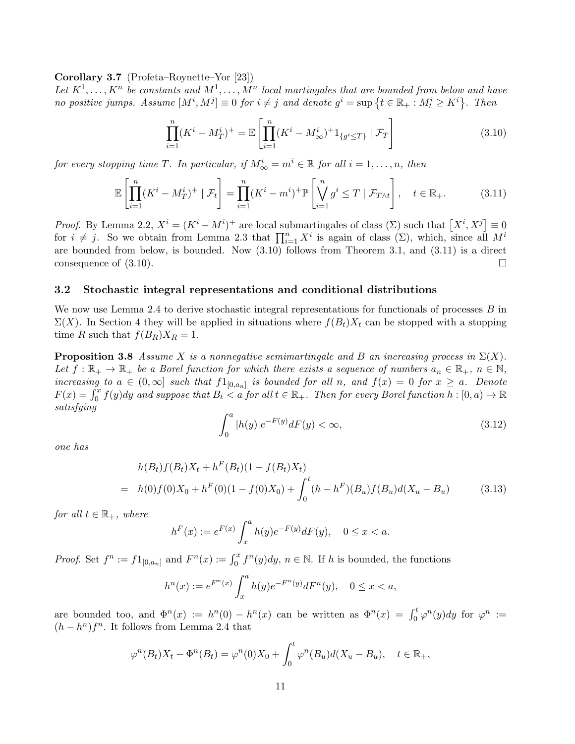**Corollary 3.7** (Profeta–Roynette–Yor [23])
*Let $K^1, \dots, K^n$ be constants and $M^1, \dots, M^n$ local martingales that are bounded from below and have no positive jumps. Assume $[M^i, M^j] \equiv 0$ for $i \neq j$ and denote $g^i = \sup\left\{t \in \mathbb{R}_+ : M^i_t \geq K^i\right\}$. Then*

$$\prod_{i=1}^n (K^i - M^i_T)^+ = \mathbb{E}\left[\prod_{i=1}^n (K^i - M^i_\infty)^+ 1_{\{g^i \leq T\}} \mid \mathcal{F}_T\right] \tag{3.10}$$

*for every stopping time $T$. In particular, if $M^i_\infty = m^i \in \mathbb{R}$ for all $i = 1, \dots, n$, then*

$$\mathbb{E}\left[\prod_{i=1}^n (K^i - M^i_T)^+ \mid \mathcal{F}_t\right] = \prod_{i=1}^n (K^i - m^i)^+ \mathbb{P}\left[\bigvee_{i=1}^n g^i \leq T \mid \mathcal{F}_{T \wedge t}\right], \quad t \in \mathbb{R}_+. \tag{3.11}$$

*Proof.* By Lemma 2.2, $X^i = (K^i - M^i)^+$ are local submartingales of class $(\Sigma)$ such that $\left[X^i, X^j\right] \equiv 0$ for $i \neq j$. So we obtain from Lemma 2.3 that $\prod_{i=1}^n X^i$ is again of class $(\Sigma)$, which, since all $M^i$ are bounded from below, is bounded. Now (3.10) follows from Theorem 3.1, and (3.11) is a direct consequence of (3.10). $\square$

## 3.2 Stochastic integral representations and conditional distributions

We now use Lemma 2.4 to derive stochastic integral representations for functionals of processes $B$ in $\Sigma(X)$. In Section 4 they will be applied in situations where $f(B_t)X_t$ can be stopped with a stopping time $R$ such that $f(B_R)X_R = 1$.

**Proposition 3.8** *Assume $X$ is a nonnegative semimartingale and $B$ an increasing process in $\Sigma(X)$. Let $f : \mathbb{R}_+ \to \mathbb{R}_+$ be a Borel function for which there exists a sequence of numbers $a_n \in \mathbb{R}_+$, $n \in \mathbb{N}$, increasing to $a \in (0, \infty]$ such that $f 1_{[0,a_n]}$ is bounded for all $n$, and $f(x) = 0$ for $x \geq a$. Denote $F(x) = \int_0^x f(y)dy$ and suppose that $B_t < a$ for all $t \in \mathbb{R}_+$. Then for every Borel function $h : [0, a) \to \mathbb{R}$ satisfying*

$$\int_0^a |h(y)| e^{-F(y)} dF(y) < \infty, \tag{3.12}$$

*one has*

$$\begin{aligned}
& h(B_t)f(B_t)X_t + h^F(B_t)(1 - f(B_t)X_t) \\
= \; & h(0)f(0)X_0 + h^F(0)(1 - f(0)X_0) + \int_0^t (h - h^F)(B_u)f(B_u)d(X_u - B_u)
\end{aligned} \tag{3.13}$$

*for all $t \in \mathbb{R}_+$, where*

$$h^F(x) := e^{F(x)} \int_x^a h(y) e^{-F(y)} dF(y), \quad 0 \leq x < a.$$

*Proof.* Set $f^n := f 1_{[0,a_n]}$ and $F^n(x) := \int_0^x f^n(y)dy$, $n \in \mathbb{N}$. If $h$ is bounded, the functions

$$h^n(x) := e^{F^n(x)} \int_x^a h(y) e^{-F^n(y)} dF^n(y), \quad 0 \leq x < a,$$

are bounded too, and $\Phi^n(x) := h^n(0) - h^n(x)$ can be written as $\Phi^n(x) = \int_0^t \varphi^n(y)dy$ for $\varphi^n := (h - h^n)f^n$. It follows from Lemma 2.4 that

$$\varphi^n(B_t)X_t - \Phi^n(B_t) = \varphi^n(0)X_0 + \int_0^t \varphi^n(B_u)d(X_u - B_u), \quad t \in \mathbb{R}_+,$$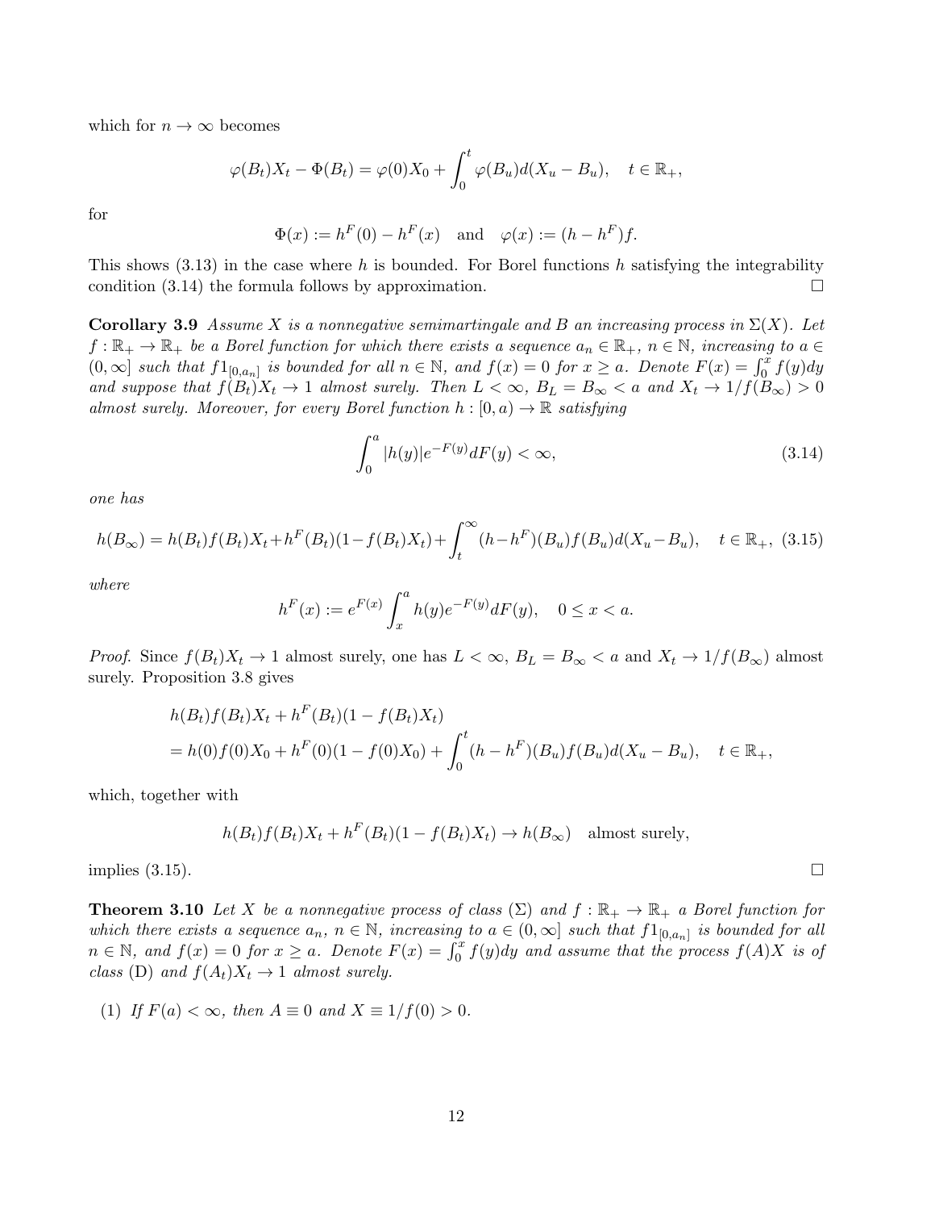which for $n \to \infty$ becomes

$$\varphi(B_t)X_t - \Phi(B_t) = \varphi(0)X_0 + \int_0^t \varphi(B_u)d(X_u - B_u), \quad t \in \mathbb{R}_+,$$

for

$$\Phi(x) := h^F(0) - h^F(x) \quad \text{and} \quad \varphi(x) := (h - h^F)f.$$

This shows (3.13) in the case where $h$ is bounded. For Borel functions $h$ satisfying the integrability condition (3.14) the formula follows by approximation. □

**Corollary 3.9** *Assume $X$ is a nonnegative semimartingale and $B$ an increasing process in $\Sigma(X)$. Let $f : \mathbb{R}_+ \to \mathbb{R}_+$ be a Borel function for which there exists a sequence $a_n \in \mathbb{R}_+$, $n \in \mathbb{N}$, increasing to $a \in (0, \infty]$ such that $f 1_{[0,a_n]}$ is bounded for all $n \in \mathbb{N}$, and $f(x) = 0$ for $x \geq a$. Denote $F(x) = \int_0^x f(y)dy$ and suppose that $f(B_t)X_t \to 1$ almost surely. Then $L < \infty$, $B_L = B_\infty < a$ and $X_t \to 1/f(B_\infty) > 0$ almost surely. Moreover, for every Borel function $h : [0, a) \to \mathbb{R}$ satisfying*

$$\int_0^a |h(y)|e^{-F(y)}dF(y) < \infty, \tag{3.14}$$

*one has*

$$h(B_\infty) = h(B_t)f(B_t)X_t + h^F(B_t)(1 - f(B_t)X_t) + \int_t^\infty (h - h^F)(B_u)f(B_u)d(X_u - B_u), \quad t \in \mathbb{R}_+, \tag{3.15}$$

*where*

$$h^F(x) := e^{F(x)} \int_x^a h(y)e^{-F(y)}dF(y), \quad 0 \leq x < a.$$

*Proof.* Since $f(B_t)X_t \to 1$ almost surely, one has $L < \infty$, $B_L = B_\infty < a$ and $X_t \to 1/f(B_\infty)$ almost surely. Proposition 3.8 gives

$$\begin{aligned}
&h(B_t)f(B_t)X_t + h^F(B_t)(1 - f(B_t)X_t) \\
&= h(0)f(0)X_0 + h^F(0)(1 - f(0)X_0) + \int_0^t (h - h^F)(B_u)f(B_u)d(X_u - B_u), \quad t \in \mathbb{R}_+,
\end{aligned}$$

which, together with

$$h(B_t)f(B_t)X_t + h^F(B_t)(1 - f(B_t)X_t) \to h(B_\infty) \quad \text{almost surely},$$

implies (3.15). □

**Theorem 3.10** *Let $X$ be a nonnegative process of class $(\Sigma)$ and $f : \mathbb{R}_+ \to \mathbb{R}_+$ a Borel function for which there exists a sequence $a_n$, $n \in \mathbb{N}$, increasing to $a \in (0, \infty]$ such that $f 1_{[0,a_n]}$ is bounded for all $n \in \mathbb{N}$, and $f(x) = 0$ for $x \geq a$. Denote $F(x) = \int_0^x f(y)dy$ and assume that the process $f(A)X$ is of class (D) and $f(A_t)X_t \to 1$ almost surely.*

(1) *If $F(a) < \infty$, then $A \equiv 0$ and $X \equiv 1/f(0) > 0$.*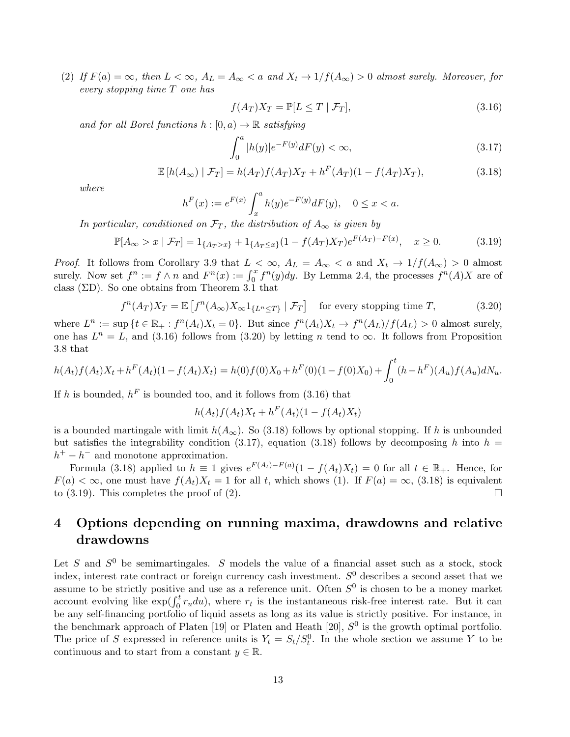(2) *If $F(a) = \infty$, then $L < \infty$, $A_L = A_\infty < a$ and $X_t \to 1/f(A_\infty) > 0$ almost surely. Moreover, for every stopping time $T$ one has*

$$f(A_T)X_T = \mathbb{P}[L \le T \mid \mathcal{F}_T], \tag{3.16}$$

*and for all Borel functions $h : [0, a) \to \mathbb{R}$ satisfying*

$$\int_0^a |h(y)| e^{-F(y)} dF(y) < \infty, \tag{3.17}$$

$$\mathbb{E}\left[h(A_\infty) \mid \mathcal{F}_T\right] = h(A_T)f(A_T)X_T + h^F(A_T)(1 - f(A_T)X_T), \tag{3.18}$$

*where*

$$h^F(x) := e^{F(x)} \int_x^a h(y) e^{-F(y)} dF(y), \quad 0 \le x < a.$$

*In particular, conditioned on $\mathcal{F}_T$, the distribution of $A_\infty$ is given by*

$$\mathbb{P}[A_\infty > x \mid \mathcal{F}_T] = 1_{\{A_T > x\}} + 1_{\{A_T \le x\}}(1 - f(A_T)X_T)e^{F(A_T) - F(x)}, \quad x \ge 0. \tag{3.19}$$

*Proof.* It follows from Corollary 3.9 that $L < \infty$, $A_L = A_\infty < a$ and $X_t \to 1/f(A_\infty) > 0$ almost surely. Now set $f^n := f \wedge n$ and $F^n(x) := \int_0^x f^n(y)dy$. By Lemma 2.4, the processes $f^n(A)X$ are of class ($\Sigma$D). So one obtains from Theorem 3.1 that

$$f^n(A_T)X_T = \mathbb{E}\left[f^n(A_\infty)X_\infty 1_{\{L^n \le T\}} \mid \mathcal{F}_T\right] \quad \text{for every stopping time } T, \tag{3.20}$$

where $L^n := \sup\{t \in \mathbb{R}_+ : f^n(A_t)X_t = 0\}$. But since $f^n(A_t)X_t \to f^n(A_L)/f(A_L) > 0$ almost surely, one has $L^n = L$, and (3.16) follows from (3.20) by letting $n$ tend to $\infty$. It follows from Proposition 3.8 that

$$h(A_t)f(A_t)X_t + h^F(A_t)(1 - f(A_t)X_t) = h(0)f(0)X_0 + h^F(0)(1 - f(0)X_0) + \int_0^t (h - h^F)(A_u)f(A_u)dN_u.$$

If $h$ is bounded, $h^F$ is bounded too, and it follows from (3.16) that

$$h(A_t)f(A_t)X_t + h^F(A_t)(1 - f(A_t)X_t)$$

is a bounded martingale with limit $h(A_\infty)$. So (3.18) follows by optional stopping. If $h$ is unbounded but satisfies the integrability condition (3.17), equation (3.18) follows by decomposing $h$ into $h = h^+ - h^-$ and monotone approximation.

Formula (3.18) applied to $h \equiv 1$ gives $e^{F(A_t) - F(a)}(1 - f(A_t)X_t) = 0$ for all $t \in \mathbb{R}_+$. Hence, for $F(a) < \infty$, one must have $f(A_t)X_t = 1$ for all $t$, which shows (1). If $F(a) = \infty$, (3.18) is equivalent to (3.19). This completes the proof of (2). $\square$

# 4 Options depending on running maxima, drawdowns and relative drawdowns

Let $S$ and $S^0$ be semimartingales. $S$ models the value of a financial asset such as a stock, stock index, interest rate contract or foreign currency cash investment. $S^0$ describes a second asset that we assume to be strictly positive and use as a reference unit. Often $S^0$ is chosen to be a money market account evolving like $\exp(\int_0^t r_u du)$, where $r_t$ is the instantaneous risk-free interest rate. But it can be any self-financing portfolio of liquid assets as long as its value is strictly positive. For instance, in the benchmark approach of Platen [19] or Platen and Heath [20], $S^0$ is the growth optimal portfolio. The price of $S$ expressed in reference units is $Y_t = S_t/S^0_t$. In the whole section we assume $Y$ to be continuous and to start from a constant $y \in \mathbb{R}$.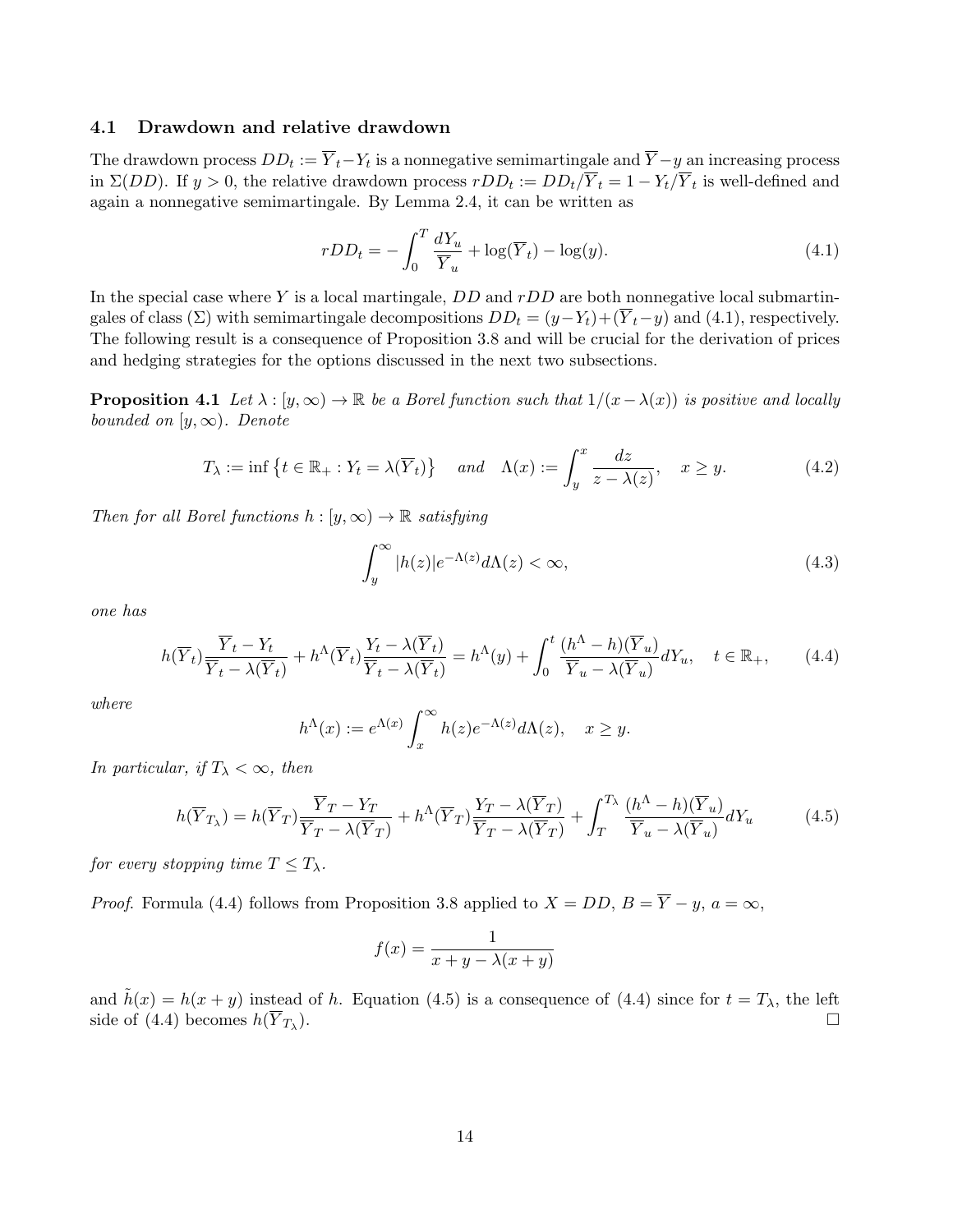### 4.1 Drawdown and relative drawdown

The drawdown process $DD_t := \overline{Y}_t - Y_t$ is a nonnegative semimartingale and $\overline{Y} - y$ an increasing process in $\Sigma(DD)$. If $y > 0$, the relative drawdown process $rDD_t := DD_t/\overline{Y}_t = 1 - Y_t/\overline{Y}_t$ is well-defined and again a nonnegative semimartingale. By Lemma 2.4, it can be written as

$$rDD_t = -\int_0^T \frac{dY_u}{\overline{Y}_u} + \log(\overline{Y}_t) - \log(y). \tag{4.1}$$

In the special case where $Y$ is a local martingale, $DD$ and $rDD$ are both nonnegative local submartingales of class $(\Sigma)$ with semimartingale decompositions $DD_t = (y - Y_t) + (\overline{Y}_t - y)$ and (4.1), respectively. The following result is a consequence of Proposition 3.8 and will be crucial for the derivation of prices and hedging strategies for the options discussed in the next two subsections.

**Proposition 4.1** *Let $\lambda : [y, \infty) \to \mathbb{R}$ be a Borel function such that $1/(x - \lambda(x))$ is positive and locally bounded on $[y, \infty)$. Denote*

$$T_\lambda := \inf\left\{t \in \mathbb{R}_+ : Y_t = \lambda(\overline{Y}_t)\right\} \quad \text{and} \quad \Lambda(x) := \int_y^x \frac{dz}{z - \lambda(z)}, \quad x \geq y. \tag{4.2}$$

*Then for all Borel functions $h : [y, \infty) \to \mathbb{R}$ satisfying*

$$\int_y^\infty |h(z)| e^{-\Lambda(z)} d\Lambda(z) < \infty, \tag{4.3}$$

*one has*

$$h(\overline{Y}_t)\frac{\overline{Y}_t - Y_t}{\overline{Y}_t - \lambda(\overline{Y}_t)} + h^\Lambda(\overline{Y}_t)\frac{Y_t - \lambda(\overline{Y}_t)}{\overline{Y}_t - \lambda(\overline{Y}_t)} = h^\Lambda(y) + \int_0^t \frac{(h^\Lambda - h)(\overline{Y}_u)}{\overline{Y}_u - \lambda(\overline{Y}_u)} dY_u, \quad t \in \mathbb{R}_+, \tag{4.4}$$

*where*

$$h^\Lambda(x) := e^{\Lambda(x)} \int_x^\infty h(z) e^{-\Lambda(z)} d\Lambda(z), \quad x \geq y.$$

*In particular, if $T_\lambda < \infty$, then*

$$h(\overline{Y}_{T_\lambda}) = h(\overline{Y}_T)\frac{\overline{Y}_T - Y_T}{\overline{Y}_T - \lambda(\overline{Y}_T)} + h^\Lambda(\overline{Y}_T)\frac{Y_T - \lambda(\overline{Y}_T)}{\overline{Y}_T - \lambda(\overline{Y}_T)} + \int_T^{T_\lambda} \frac{(h^\Lambda - h)(\overline{Y}_u)}{\overline{Y}_u - \lambda(\overline{Y}_u)} dY_u \tag{4.5}$$

*for every stopping time $T \leq T_\lambda$.*

*Proof.* Formula (4.4) follows from Proposition 3.8 applied to $X = DD$, $B = \overline{Y} - y$, $a = \infty$,

$$f(x) = \frac{1}{x + y - \lambda(x + y)}$$

and $\tilde{h}(x) = h(x + y)$ instead of $h$. Equation (4.5) is a consequence of (4.4) since for $t = T_\lambda$, the left side of (4.4) becomes $h(\overline{Y}_{T_\lambda})$. $\square$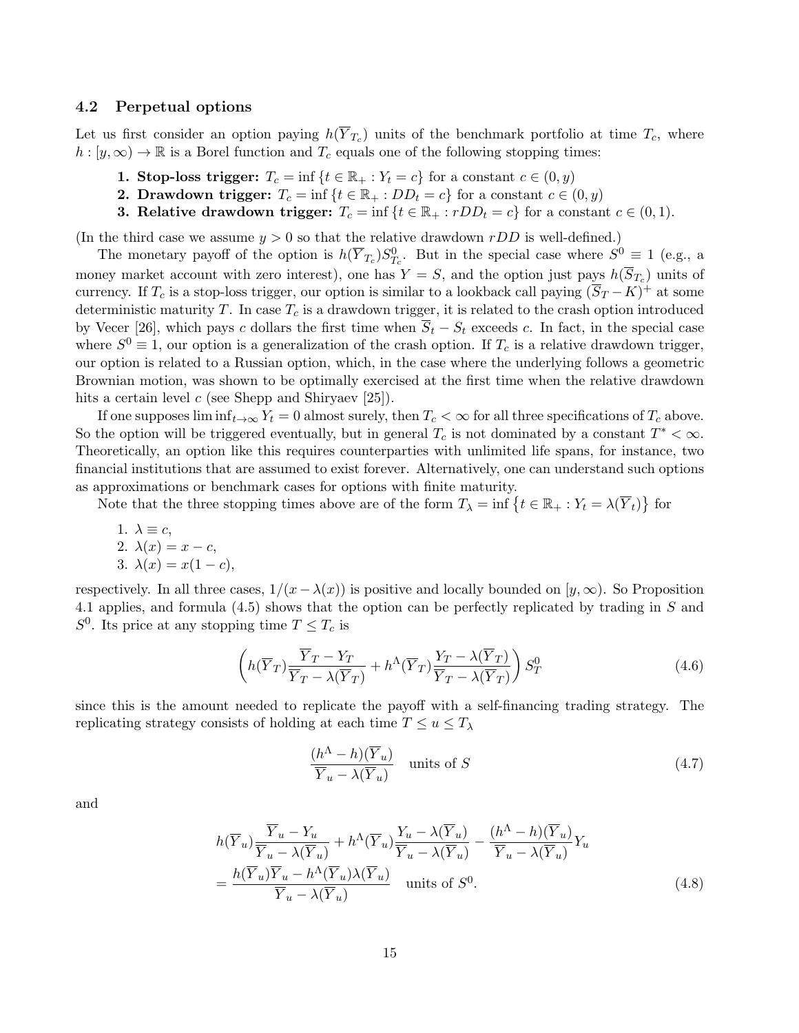### 4.2 Perpetual options

Let us first consider an option paying $h(\overline{Y}_{T_c})$ units of the benchmark portfolio at time $T_c$, where $h : [y, \infty) \to \mathbb{R}$ is a Borel function and $T_c$ equals one of the following stopping times:

1. **Stop-loss trigger:** $T_c = \inf\{t \in \mathbb{R}_+ : Y_t = c\}$ for a constant $c \in (0, y)$
2. **Drawdown trigger:** $T_c = \inf\{t \in \mathbb{R}_+ : DD_t = c\}$ for a constant $c \in (0, y)$
3. **Relative drawdown trigger:** $T_c = \inf\{t \in \mathbb{R}_+ : rDD_t = c\}$ for a constant $c \in (0, 1)$.

(In the third case we assume $y > 0$ so that the relative drawdown $rDD$ is well-defined.)

The monetary payoff of the option is $h(\overline{Y}_{T_c}) S^0_{T_c}$. But in the special case where $S^0 \equiv 1$ (e.g., a money market account with zero interest), one has $Y = S$, and the option just pays $h(\overline{S}_{T_c})$ units of currency. If $T_c$ is a stop-loss trigger, our option is similar to a lookback call paying $(\overline{S}_T - K)^+$ at some deterministic maturity $T$. In case $T_c$ is a drawdown trigger, it is related to the crash option introduced by Vecer [26], which pays $c$ dollars the first time when $\overline{S}_t - S_t$ exceeds $c$. In fact, in the special case where $S^0 \equiv 1$, our option is a generalization of the crash option. If $T_c$ is a relative drawdown trigger, our option is related to a Russian option, which, in the case where the underlying follows a geometric Brownian motion, was shown to be optimally exercised at the first time when the relative drawdown hits a certain level $c$ (see Shepp and Shiryaev [25]).

If one supposes $\liminf_{t\to\infty} Y_t = 0$ almost surely, then $T_c < \infty$ for all three specifications of $T_c$ above. So the option will be triggered eventually, but in general $T_c$ is not dominated by a constant $T^* < \infty$. Theoretically, an option like this requires counterparties with unlimited life spans, for instance, two financial institutions that are assumed to exist forever. Alternatively, one can understand such options as approximations or benchmark cases for options with finite maturity.

Note that the three stopping times above are of the form $T_\lambda = \inf\left\{t \in \mathbb{R}_+ : Y_t = \lambda(\overline{Y}_t)\right\}$ for

1. $\lambda \equiv c$,
2. $\lambda(x) = x - c$,
3. $\lambda(x) = x(1 - c)$,

respectively. In all three cases, $1/(x - \lambda(x))$ is positive and locally bounded on $[y, \infty)$. So Proposition 4.1 applies, and formula (4.5) shows that the option can be perfectly replicated by trading in $S$ and $S^0$. Its price at any stopping time $T \le T_c$ is

$$\left( h(\overline{Y}_T) \frac{\overline{Y}_T - Y_T}{\overline{Y}_T - \lambda(\overline{Y}_T)} + h^\Lambda(\overline{Y}_T) \frac{Y_T - \lambda(\overline{Y}_T)}{\overline{Y}_T - \lambda(\overline{Y}_T)} \right) S^0_T \tag{4.6}$$

since this is the amount needed to replicate the payoff with a self-financing trading strategy. The replicating strategy consists of holding at each time $T \le u \le T_\lambda$

$$\frac{(h^\Lambda - h)(\overline{Y}_u)}{\overline{Y}_u - \lambda(\overline{Y}_u)} \quad \text{units of } S \tag{4.7}$$

and

$$\begin{aligned} & h(\overline{Y}_u) \frac{\overline{Y}_u - Y_u}{\overline{Y}_u - \lambda(\overline{Y}_u)} + h^\Lambda(\overline{Y}_u) \frac{Y_u - \lambda(\overline{Y}_u)}{\overline{Y}_u - \lambda(\overline{Y}_u)} - \frac{(h^\Lambda - h)(\overline{Y}_u)}{\overline{Y}_u - \lambda(\overline{Y}_u)} Y_u \\ = {} & \frac{h(\overline{Y}_u)\overline{Y}_u - h^\Lambda(\overline{Y}_u)\lambda(\overline{Y}_u)}{\overline{Y}_u - \lambda(\overline{Y}_u)} \quad \text{units of } S^0. \end{aligned} \tag{4.8}$$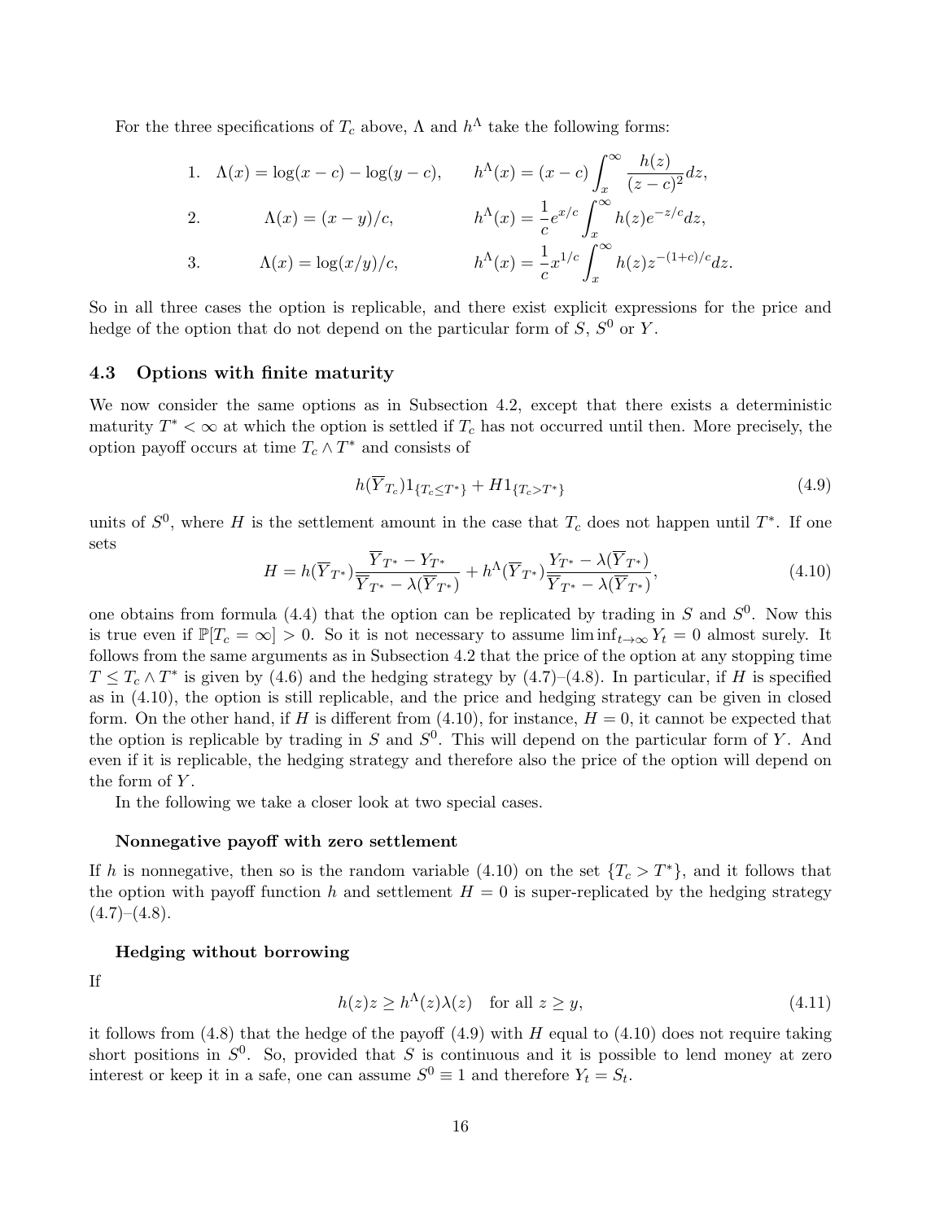For the three specifications of $T_c$ above, $\Lambda$ and $h^\Lambda$ take the following forms:

$$
\begin{aligned}
&1. \quad \Lambda(x) = \log(x-c) - \log(y-c), \qquad && h^\Lambda(x) = (x-c)\int_x^\infty \frac{h(z)}{(z-c)^2}dz,\\
&2. \quad \Lambda(x) = (x-y)/c, && h^\Lambda(x) = \frac{1}{c}e^{x/c}\int_x^\infty h(z)e^{-z/c}dz,\\
&3. \quad \Lambda(x) = \log(x/y)/c, && h^\Lambda(x) = \frac{1}{c}x^{1/c}\int_x^\infty h(z)z^{-(1+c)/c}dz.
\end{aligned}
$$

So in all three cases the option is replicable, and there exist explicit expressions for the price and hedge of the option that do not depend on the particular form of $S$, $S^0$ or $Y$.

### 4.3 Options with finite maturity

We now consider the same options as in Subsection 4.2, except that there exists a deterministic maturity $T^* < \infty$ at which the option is settled if $T_c$ has not occurred until then. More precisely, the option payoff occurs at time $T_c \wedge T^*$ and consists of

$$
h(\overline{Y}_{T_c})1_{\{T_c \le T^*\}} + H1_{\{T_c > T^*\}} \tag{4.9}
$$

units of $S^0$, where $H$ is the settlement amount in the case that $T_c$ does not happen until $T^*$. If one sets

$$
H = h(\overline{Y}_{T^*})\frac{\overline{Y}_{T^*} - Y_{T^*}}{\overline{Y}_{T^*} - \lambda(\overline{Y}_{T^*})} + h^\Lambda(\overline{Y}_{T^*})\frac{Y_{T^*} - \lambda(\overline{Y}_{T^*})}{\overline{Y}_{T^*} - \lambda(\overline{Y}_{T^*})}, \tag{4.10}
$$

one obtains from formula (4.4) that the option can be replicated by trading in $S$ and $S^0$. Now this is true even if $\mathbb{P}[T_c = \infty] > 0$. So it is not necessary to assume $\liminf_{t\to\infty} Y_t = 0$ almost surely. It follows from the same arguments as in Subsection 4.2 that the price of the option at any stopping time $T \le T_c \wedge T^*$ is given by (4.6) and the hedging strategy by (4.7)–(4.8). In particular, if $H$ is specified as in (4.10), the option is still replicable, and the price and hedging strategy can be given in closed form. On the other hand, if $H$ is different from (4.10), for instance, $H = 0$, it cannot be expected that the option is replicable by trading in $S$ and $S^0$. This will depend on the particular form of $Y$. And even if it is replicable, the hedging strategy and therefore also the price of the option will depend on the form of $Y$.

In the following we take a closer look at two special cases.

#### Nonnegative payoff with zero settlement

If $h$ is nonnegative, then so is the random variable (4.10) on the set $\{T_c > T^*\}$, and it follows that the option with payoff function $h$ and settlement $H = 0$ is super-replicated by the hedging strategy (4.7)–(4.8).

#### Hedging without borrowing

If

$$
h(z)z \ge h^\Lambda(z)\lambda(z) \quad \text{for all } z \ge y, \tag{4.11}
$$

it follows from (4.8) that the hedge of the payoff (4.9) with $H$ equal to (4.10) does not require taking short positions in $S^0$. So, provided that $S$ is continuous and it is possible to lend money at zero interest or keep it in a safe, one can assume $S^0 \equiv 1$ and therefore $Y_t = S_t$.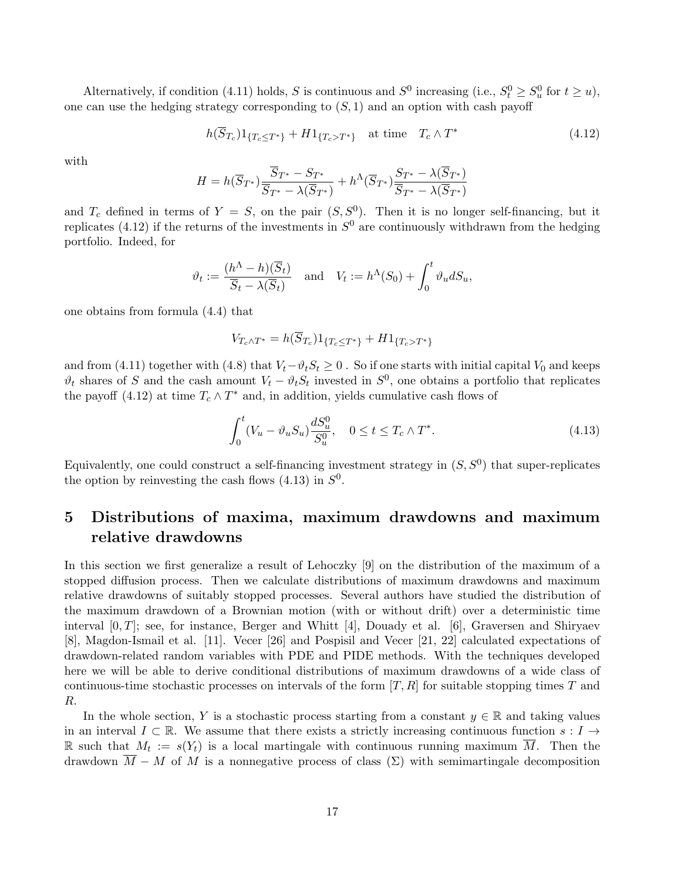Alternatively, if condition (4.11) holds, $S$ is continuous and $S^0$ increasing (i.e., $S^0_t \geq S^0_u$ for $t \geq u$), one can use the hedging strategy corresponding to $(S, 1)$ and an option with cash payoff

$$h(\overline{S}_{T_c}) 1_{\{T_c \leq T^*\}} + H 1_{\{T_c > T^*\}} \quad \text{at time} \quad T_c \wedge T^* \tag{4.12}$$

with

$$H = h(\overline{S}_{T^*}) \frac{\overline{S}_{T^*} - S_{T^*}}{\overline{S}_{T^*} - \lambda(\overline{S}_{T^*})} + h^{\Lambda}(\overline{S}_{T^*}) \frac{S_{T^*} - \lambda(\overline{S}_{T^*})}{\overline{S}_{T^*} - \lambda(\overline{S}_{T^*})}$$

and $T_c$ defined in terms of $Y = S$, on the pair $(S, S^0)$. Then it is no longer self-financing, but it replicates (4.12) if the returns of the investments in $S^0$ are continuously withdrawn from the hedging portfolio. Indeed, for

$$\vartheta_t := \frac{(h^{\Lambda} - h)(\overline{S}_t)}{\overline{S}_t - \lambda(\overline{S}_t)} \quad \text{and} \quad V_t := h^{\Lambda}(S_0) + \int_0^t \vartheta_u dS_u,$$

one obtains from formula (4.4) that

$$V_{T_c \wedge T^*} = h(\overline{S}_{T_c}) 1_{\{T_c \leq T^*\}} + H 1_{\{T_c > T^*\}}$$

and from (4.11) together with (4.8) that $V_t - \vartheta_t S_t \geq 0$ . So if one starts with initial capital $V_0$ and keeps $\vartheta_t$ shares of $S$ and the cash amount $V_t - \vartheta_t S_t$ invested in $S^0$, one obtains a portfolio that replicates the payoff (4.12) at time $T_c \wedge T^*$ and, in addition, yields cumulative cash flows of

$$\int_0^t (V_u - \vartheta_u S_u) \frac{dS^0_u}{S^0_u}, \quad 0 \leq t \leq T_c \wedge T^*. \tag{4.13}$$

Equivalently, one could construct a self-financing investment strategy in $(S, S^0)$ that super-replicates the option by reinvesting the cash flows (4.13) in $S^0$.

## 5 Distributions of maxima, maximum drawdowns and maximum relative drawdowns

In this section we first generalize a result of Lehoczky [9] on the distribution of the maximum of a stopped diffusion process. Then we calculate distributions of maximum drawdowns and maximum relative drawdowns of suitably stopped processes. Several authors have studied the distribution of the maximum drawdown of a Brownian motion (with or without drift) over a deterministic time interval $[0, T]$; see, for instance, Berger and Whitt [4], Douady et al. [6], Graversen and Shiryaev [8], Magdon-Ismail et al. [11]. Vecer [26] and Pospisil and Vecer [21, 22] calculated expectations of drawdown-related random variables with PDE and PIDE methods. With the techniques developed here we will be able to derive conditional distributions of maximum drawdowns of a wide class of continuous-time stochastic processes on intervals of the form $[T, R]$ for suitable stopping times $T$ and $R$.

In the whole section, $Y$ is a stochastic process starting from a constant $y \in \mathbb{R}$ and taking values in an interval $I \subset \mathbb{R}$. We assume that there exists a strictly increasing continuous function $s : I \to \mathbb{R}$ such that $M_t := s(Y_t)$ is a local martingale with continuous running maximum $\overline{M}$. Then the drawdown $\overline{M} - M$ of $M$ is a nonnegative process of class $(\Sigma)$ with semimartingale decomposition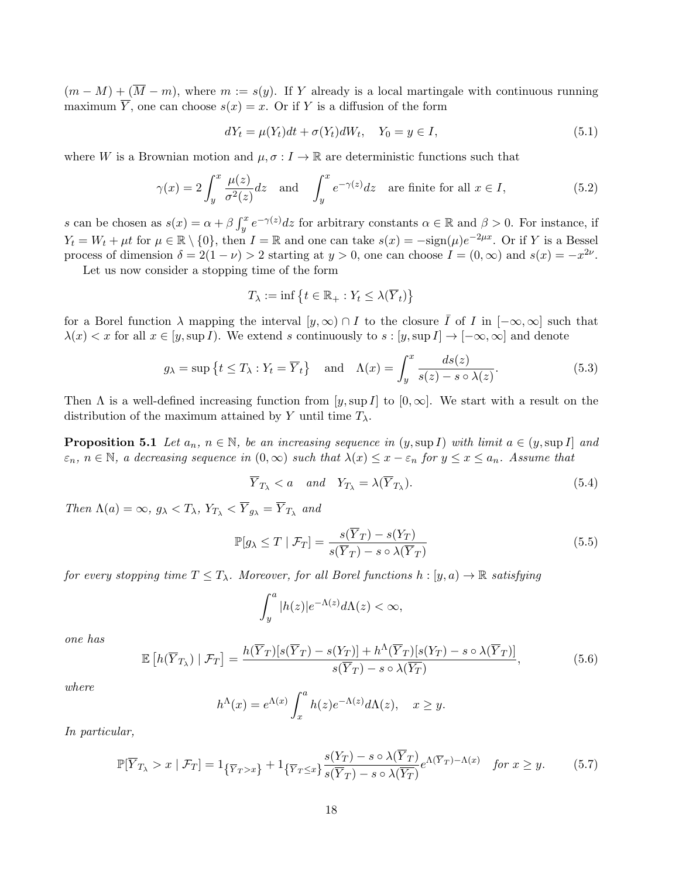$(m - M) + (\overline{M} - m)$, where $m := s(y)$. If $Y$ already is a local martingale with continuous running maximum $\overline{Y}$, one can choose $s(x) = x$. Or if $Y$ is a diffusion of the form

$$dY_t = \mu(Y_t)dt + \sigma(Y_t)dW_t, \quad Y_0 = y \in I, \tag{5.1}$$

where $W$ is a Brownian motion and $\mu, \sigma : I \to \mathbb{R}$ are deterministic functions such that

$$\gamma(x) = 2\int_y^x \frac{\mu(z)}{\sigma^2(z)}dz \quad \text{and} \quad \int_y^x e^{-\gamma(z)}dz \quad \text{are finite for all } x \in I, \tag{5.2}$$

$s$ can be chosen as $s(x) = \alpha + \beta \int_y^x e^{-\gamma(z)}dz$ for arbitrary constants $\alpha \in \mathbb{R}$ and $\beta > 0$. For instance, if $Y_t = W_t + \mu t$ for $\mu \in \mathbb{R} \setminus \{0\}$, then $I = \mathbb{R}$ and one can take $s(x) = -\text{sign}(\mu)e^{-2\mu x}$. Or if $Y$ is a Bessel process of dimension $\delta = 2(1-\nu) > 2$ starting at $y > 0$, one can choose $I = (0, \infty)$ and $s(x) = -x^{2\nu}$.

Let us now consider a stopping time of the form

$$T_\lambda := \inf\left\{t \in \mathbb{R}_+ : Y_t \leq \lambda(\overline{Y}_t)\right\}$$

for a Borel function $\lambda$ mapping the interval $[y, \infty) \cap I$ to the closure $\bar{I}$ of $I$ in $[-\infty, \infty]$ such that $\lambda(x) < x$ for all $x \in [y, \sup I)$. We extend $s$ continuously to $s : [y, \sup I] \to [-\infty, \infty]$ and denote

$$g_\lambda = \sup\left\{t \leq T_\lambda : Y_t = \overline{Y}_t\right\} \quad \text{and} \quad \Lambda(x) = \int_y^x \frac{ds(z)}{s(z) - s \circ \lambda(z)}. \tag{5.3}$$

Then $\Lambda$ is a well-defined increasing function from $[y, \sup I]$ to $[0, \infty]$. We start with a result on the distribution of the maximum attained by $Y$ until time $T_\lambda$.

**Proposition 5.1** *Let $a_n$, $n \in \mathbb{N}$, be an increasing sequence in $(y, \sup I)$ with limit $a \in (y, \sup I]$ and $\varepsilon_n$, $n \in \mathbb{N}$, a decreasing sequence in $(0, \infty)$ such that $\lambda(x) \leq x - \varepsilon_n$ for $y \leq x \leq a_n$. Assume that*

$$\overline{Y}_{T_\lambda} < a \quad \text{and} \quad Y_{T_\lambda} = \lambda(\overline{Y}_{T_\lambda}). \tag{5.4}$$

*Then $\Lambda(a) = \infty$, $g_\lambda < T_\lambda$, $Y_{T_\lambda} < \overline{Y}_{g_\lambda} = \overline{Y}_{T_\lambda}$ and*

$$\mathbb{P}[g_\lambda \leq T \mid \mathcal{F}_T] = \frac{s(\overline{Y}_T) - s(Y_T)}{s(\overline{Y}_T) - s \circ \lambda(\overline{Y}_T)} \tag{5.5}$$

*for every stopping time $T \leq T_\lambda$. Moreover, for all Borel functions $h : [y, a) \to \mathbb{R}$ satisfying*

$$\int_y^a |h(z)|e^{-\Lambda(z)}d\Lambda(z) < \infty,$$

*one has*

$$\mathbb{E}\left[h(\overline{Y}_{T_\lambda}) \mid \mathcal{F}_T\right] = \frac{h(\overline{Y}_T)[s(\overline{Y}_T) - s(Y_T)] + h^\Lambda(\overline{Y}_T)[s(Y_T) - s \circ \lambda(\overline{Y}_T)]}{s(\overline{Y}_T) - s \circ \lambda(\overline{Y}_T)}, \tag{5.6}$$

*where*

$$h^\Lambda(x) = e^{\Lambda(x)} \int_x^a h(z)e^{-\Lambda(z)}d\Lambda(z), \quad x \geq y.$$

*In particular,*

$$\mathbb{P}[\overline{Y}_{T_\lambda} > x \mid \mathcal{F}_T] = 1_{\{\overline{Y}_T > x\}} + 1_{\{\overline{Y}_T \leq x\}} \frac{s(Y_T) - s \circ \lambda(\overline{Y}_T)}{s(\overline{Y}_T) - s \circ \lambda(\overline{Y}_T)} e^{\Lambda(\overline{Y}_T) - \Lambda(x)} \quad \text{for } x \geq y. \tag{5.7}$$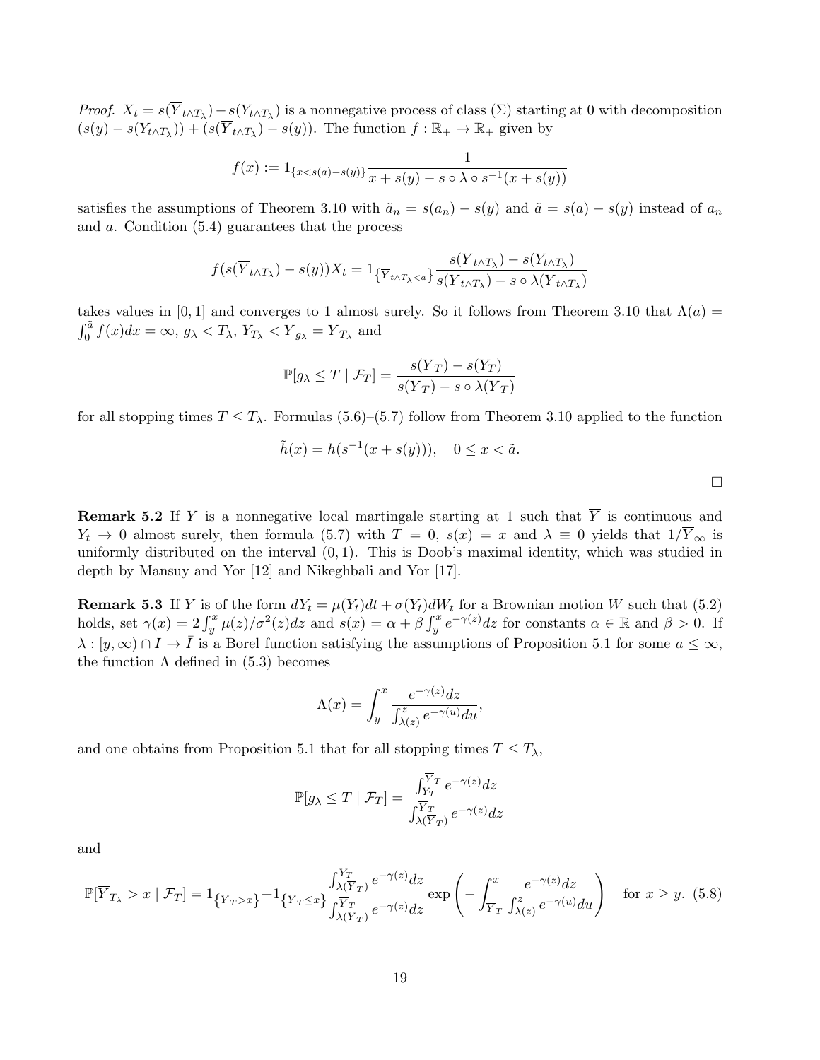*Proof.* $X_t = s(\overline{Y}_{t\wedge T_\lambda}) - s(Y_{t\wedge T_\lambda})$ is a nonnegative process of class ($\Sigma$) starting at 0 with decomposition $(s(y) - s(Y_{t\wedge T_\lambda})) + (s(\overline{Y}_{t\wedge T_\lambda}) - s(y))$. The function $f : \mathbb{R}_+ \to \mathbb{R}_+$ given by

$$f(x) := 1_{\{x < s(a) - s(y)\}} \frac{1}{x + s(y) - s \circ \lambda \circ s^{-1}(x + s(y))}$$

satisfies the assumptions of Theorem 3.10 with $\tilde{a}_n = s(a_n) - s(y)$ and $\tilde{a} = s(a) - s(y)$ instead of $a_n$ and $a$. Condition (5.4) guarantees that the process

$$f(s(\overline{Y}_{t\wedge T_\lambda}) - s(y))X_t = 1_{\left\{\overline{Y}_{t\wedge T_\lambda} < a\right\}} \frac{s(\overline{Y}_{t\wedge T_\lambda}) - s(Y_{t\wedge T_\lambda})}{s(\overline{Y}_{t\wedge T_\lambda}) - s \circ \lambda(\overline{Y}_{t\wedge T_\lambda})}$$

takes values in $[0,1]$ and converges to 1 almost surely. So it follows from Theorem 3.10 that $\Lambda(a) = \int_0^{\tilde{a}} f(x)dx = \infty$, $g_\lambda < T_\lambda$, $Y_{T_\lambda} < \overline{Y}_{g_\lambda} = \overline{Y}_{T_\lambda}$ and

$$\mathbb{P}[g_\lambda \le T \mid \mathcal{F}_T] = \frac{s(\overline{Y}_T) - s(Y_T)}{s(\overline{Y}_T) - s \circ \lambda(\overline{Y}_T)}$$

for all stopping times $T \le T_\lambda$. Formulas (5.6)–(5.7) follow from Theorem 3.10 applied to the function

$$\tilde{h}(x) = h(s^{-1}(x + s(y))), \quad 0 \le x < \tilde{a}.$$

□

**Remark 5.2** If $Y$ is a nonnegative local martingale starting at 1 such that $\overline{Y}$ is continuous and $Y_t \to 0$ almost surely, then formula (5.7) with $T = 0$, $s(x) = x$ and $\lambda \equiv 0$ yields that $1/\overline{Y}_\infty$ is uniformly distributed on the interval $(0,1)$. This is Doob's maximal identity, which was studied in depth by Mansuy and Yor [12] and Nikeghbali and Yor [17].

**Remark 5.3** If $Y$ is of the form $dY_t = \mu(Y_t)dt + \sigma(Y_t)dW_t$ for a Brownian motion $W$ such that (5.2) holds, set $\gamma(x) = 2\int_y^x \mu(z)/\sigma^2(z)dz$ and $s(x) = \alpha + \beta \int_y^x e^{-\gamma(z)}dz$ for constants $\alpha \in \mathbb{R}$ and $\beta > 0$. If $\lambda : [y,\infty) \cap I \to \bar{I}$ is a Borel function satisfying the assumptions of Proposition 5.1 for some $a \le \infty$, the function $\Lambda$ defined in (5.3) becomes

$$\Lambda(x) = \int_y^x \frac{e^{-\gamma(z)}dz}{\int_{\lambda(z)}^z e^{-\gamma(u)}du},$$

and one obtains from Proposition 5.1 that for all stopping times $T \le T_\lambda$,

$$\mathbb{P}[g_\lambda \le T \mid \mathcal{F}_T] = \frac{\int_{Y_T}^{\overline{Y}_T} e^{-\gamma(z)}dz}{\int_{\lambda(\overline{Y}_T)}^{\overline{Y}_T} e^{-\gamma(z)}dz}$$

and

$$\mathbb{P}[\overline{Y}_{T_\lambda} > x \mid \mathcal{F}_T] = 1_{\left\{\overline{Y}_T > x\right\}} + 1_{\left\{\overline{Y}_T \le x\right\}} \frac{\int_{\lambda(\overline{Y}_T)}^{Y_T} e^{-\gamma(z)}dz}{\int_{\lambda(\overline{Y}_T)}^{\overline{Y}_T} e^{-\gamma(z)}dz} \exp\left(-\int_{\overline{Y}_T}^x \frac{e^{-\gamma(z)}dz}{\int_{\lambda(z)}^z e^{-\gamma(u)}du}\right) \quad \text{for } x \ge y. \quad (5.8)$$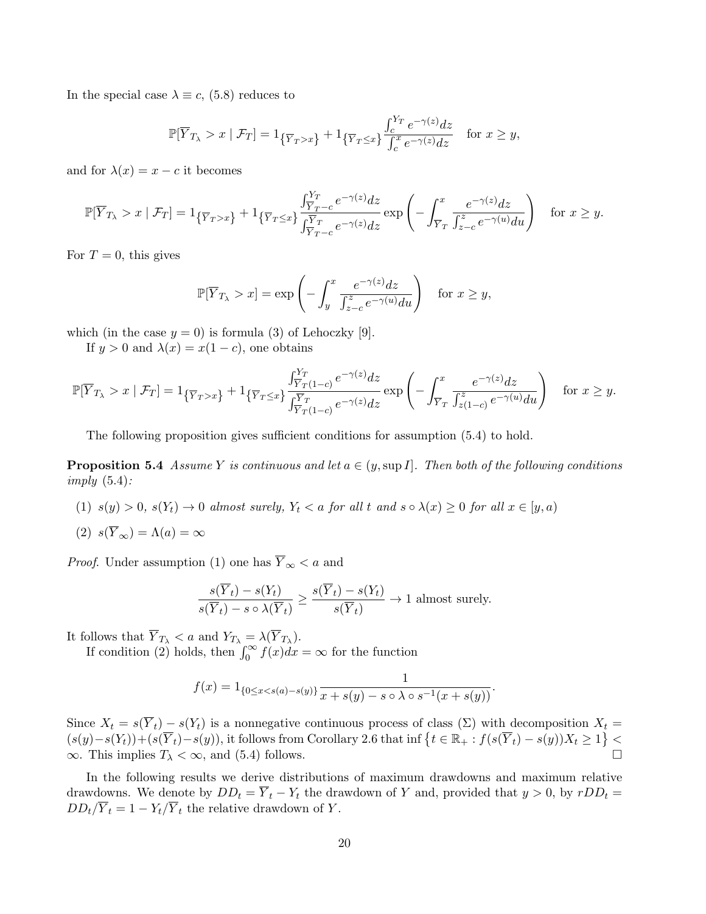In the special case $\lambda \equiv c$, (5.8) reduces to

$$\mathbb{P}[\overline{Y}_{T_\lambda} > x \mid \mathcal{F}_T] = 1_{\{\overline{Y}_T > x\}} + 1_{\{\overline{Y}_T \le x\}} \frac{\int_c^{Y_T} e^{-\gamma(z)} dz}{\int_c^x e^{-\gamma(z)} dz} \quad \text{for } x \ge y,$$

and for $\lambda(x) = x - c$ it becomes

$$\mathbb{P}[\overline{Y}_{T_\lambda} > x \mid \mathcal{F}_T] = 1_{\{\overline{Y}_T > x\}} + 1_{\{\overline{Y}_T \le x\}} \frac{\int_{\overline{Y}_T - c}^{Y_T} e^{-\gamma(z)} dz}{\int_{\overline{Y}_T - c}^{\overline{Y}_T} e^{-\gamma(z)} dz} \exp\left( - \int_{\overline{Y}_T}^x \frac{e^{-\gamma(z)} dz}{\int_{z-c}^z e^{-\gamma(u)} du} \right) \quad \text{for } x \ge y.$$

For $T = 0$, this gives

$$\mathbb{P}[\overline{Y}_{T_\lambda} > x] = \exp\left( - \int_y^x \frac{e^{-\gamma(z)} dz}{\int_{z-c}^z e^{-\gamma(u)} du} \right) \quad \text{for } x \ge y,$$

which (in the case $y = 0$) is formula (3) of Lehoczky [9].

If $y > 0$ and $\lambda(x) = x(1 - c)$, one obtains

$$\mathbb{P}[\overline{Y}_{T_\lambda} > x \mid \mathcal{F}_T] = 1_{\{\overline{Y}_T > x\}} + 1_{\{\overline{Y}_T \le x\}} \frac{\int_{\overline{Y}_T(1-c)}^{Y_T} e^{-\gamma(z)} dz}{\int_{\overline{Y}_T(1-c)}^{\overline{Y}_T} e^{-\gamma(z)} dz} \exp\left( - \int_{\overline{Y}_T}^x \frac{e^{-\gamma(z)} dz}{\int_{z(1-c)}^z e^{-\gamma(u)} du} \right) \quad \text{for } x \ge y.$$

The following proposition gives sufficient conditions for assumption (5.4) to hold.

**Proposition 5.4** *Assume $Y$ is continuous and let $a \in (y, \sup I]$. Then both of the following conditions imply* (5.4)*:*

(1) *$s(y) > 0$, $s(Y_t) \to 0$ almost surely, $Y_t < a$ for all $t$ and $s \circ \lambda(x) \ge 0$ for all $x \in [y, a)$*

(2) *$s(\overline{Y}_\infty) = \Lambda(a) = \infty$*

*Proof.* Under assumption (1) one has $\overline{Y}_\infty < a$ and

$$\frac{s(\overline{Y}_t) - s(Y_t)}{s(\overline{Y}_t) - s \circ \lambda(\overline{Y}_t)} \ge \frac{s(\overline{Y}_t) - s(Y_t)}{s(\overline{Y}_t)} \to 1 \text{ almost surely.}$$

It follows that $\overline{Y}_{T_\lambda} < a$ and $Y_{T_\lambda} = \lambda(\overline{Y}_{T_\lambda})$.

If condition (2) holds, then $\int_0^\infty f(x) dx = \infty$ for the function

$$f(x) = 1_{\{0 \le x < s(a) - s(y)\}} \frac{1}{x + s(y) - s \circ \lambda \circ s^{-1}(x + s(y))}.$$

Since $X_t = s(\overline{Y}_t) - s(Y_t)$ is a nonnegative continuous process of class $(\Sigma)$ with decomposition $X_t = (s(y) - s(Y_t)) + (s(\overline{Y}_t) - s(y))$, it follows from Corollary 2.6 that $\inf\left\{ t \in \mathbb{R}_+ : f(s(\overline{Y}_t) - s(y)) X_t \ge 1 \right\} < \infty$. This implies $T_\lambda < \infty$, and (5.4) follows. □

In the following results we derive distributions of maximum drawdowns and maximum relative drawdowns. We denote by $DD_t = \overline{Y}_t - Y_t$ the drawdown of $Y$ and, provided that $y > 0$, by $rDD_t = DD_t / \overline{Y}_t = 1 - Y_t / \overline{Y}_t$ the relative drawdown of $Y$.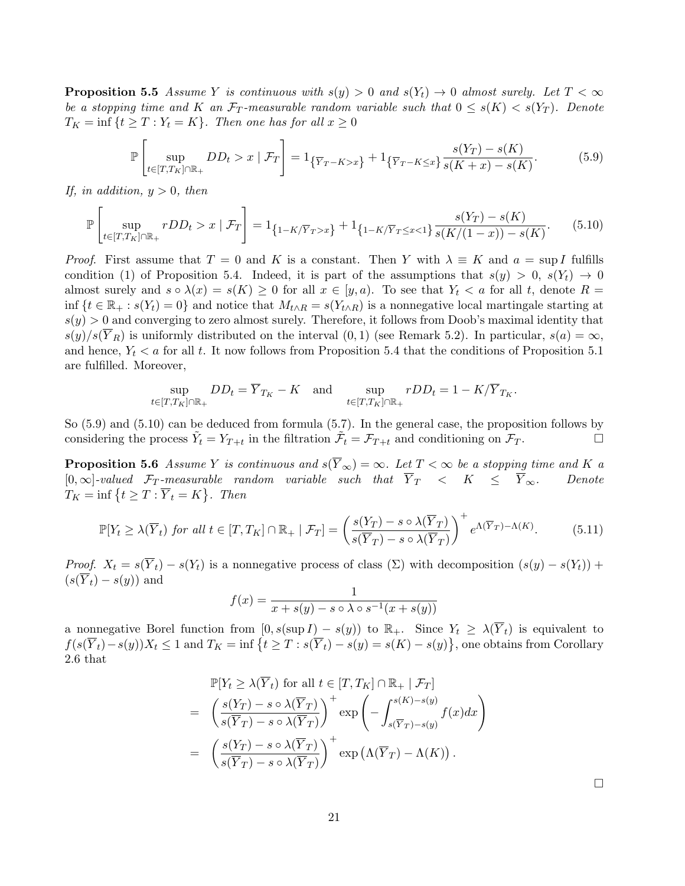**Proposition 5.5** *Assume $Y$ is continuous with $s(y) > 0$ and $s(Y_t) \to 0$ almost surely. Let $T < \infty$ be a stopping time and $K$ an $\mathcal{F}_T$-measurable random variable such that $0 \le s(K) < s(Y_T)$. Denote $T_K = \inf\{t \ge T : Y_t = K\}$. Then one has for all $x \ge 0$*

$$\mathbb{P}\left[\sup_{t \in [T,T_K] \cap \mathbb{R}_+} DD_t > x \mid \mathcal{F}_T\right] = 1_{\{\overline{Y}_T - K > x\}} + 1_{\{\overline{Y}_T - K \le x\}} \frac{s(Y_T) - s(K)}{s(K+x) - s(K)}. \tag{5.9}$$

*If, in addition, $y > 0$, then*

$$\mathbb{P}\left[\sup_{t \in [T,T_K] \cap \mathbb{R}_+} rDD_t > x \mid \mathcal{F}_T\right] = 1_{\{1 - K/\overline{Y}_T > x\}} + 1_{\{1 - K/\overline{Y}_T \le x < 1\}} \frac{s(Y_T) - s(K)}{s(K/(1-x)) - s(K)}. \tag{5.10}$$

*Proof.* First assume that $T = 0$ and $K$ is a constant. Then $Y$ with $\lambda \equiv K$ and $a = \sup I$ fulfills condition (1) of Proposition 5.4. Indeed, it is part of the assumptions that $s(y) > 0$, $s(Y_t) \to 0$ almost surely and $s \circ \lambda(x) = s(K) \ge 0$ for all $x \in [y, a)$. To see that $Y_t < a$ for all $t$, denote $R = \inf\{t \in \mathbb{R}_+ : s(Y_t) = 0\}$ and notice that $M_{t \wedge R} = s(Y_{t \wedge R})$ is a nonnegative local martingale starting at $s(y) > 0$ and converging to zero almost surely. Therefore, it follows from Doob's maximal identity that $s(y)/s(\overline{Y}_R)$ is uniformly distributed on the interval $(0,1)$ (see Remark 5.2). In particular, $s(a) = \infty$, and hence, $Y_t < a$ for all $t$. It now follows from Proposition 5.4 that the conditions of Proposition 5.1 are fulfilled. Moreover,

$$\sup_{t \in [T,T_K] \cap \mathbb{R}_+} DD_t = \overline{Y}_{T_K} - K \quad \text{and} \quad \sup_{t \in [T,T_K] \cap \mathbb{R}_+} rDD_t = 1 - K/\overline{Y}_{T_K}.$$

So (5.9) and (5.10) can be deduced from formula (5.7). In the general case, the proposition follows by considering the process $\tilde{Y}_t = Y_{T+t}$ in the filtration $\tilde{\mathcal{F}}_t = \mathcal{F}_{T+t}$ and conditioning on $\mathcal{F}_T$. $\square$

**Proposition 5.6** *Assume $Y$ is continuous and $s(\overline{Y}_\infty) = \infty$. Let $T < \infty$ be a stopping time and $K$ a $[0,\infty]$-valued $\mathcal{F}_T$-measurable random variable such that $\overline{Y}_T < K \le \overline{Y}_\infty$. Denote $T_K = \inf\{t \ge T : \overline{Y}_t = K\}$. Then*

$$\mathbb{P}[Y_t \ge \lambda(\overline{Y}_t) \text{ for all } t \in [T,T_K] \cap \mathbb{R}_+ \mid \mathcal{F}_T] = \left(\frac{s(Y_T) - s \circ \lambda(\overline{Y}_T)}{s(\overline{Y}_T) - s \circ \lambda(\overline{Y}_T)}\right)^+ e^{\Lambda(\overline{Y}_T) - \Lambda(K)}. \tag{5.11}$$

*Proof.* $X_t = s(\overline{Y}_t) - s(Y_t)$ is a nonnegative process of class $(\Sigma)$ with decomposition $(s(y) - s(Y_t)) + (s(\overline{Y}_t) - s(y))$ and

$$f(x) = \frac{1}{x + s(y) - s \circ \lambda \circ s^{-1}(x + s(y))}$$

a nonnegative Borel function from $[0, s(\sup I) - s(y))$ to $\mathbb{R}_+$. Since $Y_t \ge \lambda(\overline{Y}_t)$ is equivalent to $f(s(\overline{Y}_t) - s(y))X_t \le 1$ and $T_K = \inf\{t \ge T : s(\overline{Y}_t) - s(y) = s(K) - s(y)\}$, one obtains from Corollary 2.6 that

$$\begin{aligned}
&\mathbb{P}[Y_t \ge \lambda(\overline{Y}_t) \text{ for all } t \in [T,T_K] \cap \mathbb{R}_+ \mid \mathcal{F}_T] \\
&= \left(\frac{s(Y_T) - s \circ \lambda(\overline{Y}_T)}{s(\overline{Y}_T) - s \circ \lambda(\overline{Y}_T)}\right)^+ \exp\left(-\int_{s(\overline{Y}_T) - s(y)}^{s(K) - s(y)} f(x)dx\right) \\
&= \left(\frac{s(Y_T) - s \circ \lambda(\overline{Y}_T)}{s(\overline{Y}_T) - s \circ \lambda(\overline{Y}_T)}\right)^+ \exp\left(\Lambda(\overline{Y}_T) - \Lambda(K)\right).
\end{aligned}$$

$\square$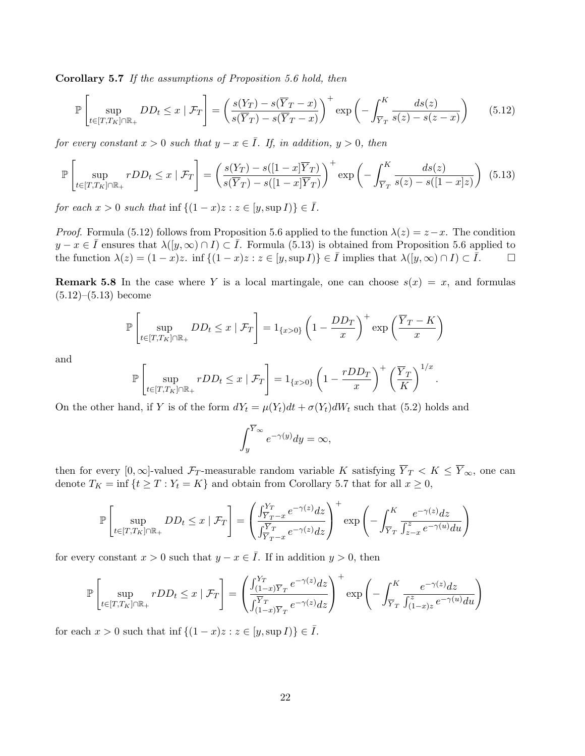**Corollary 5.7** *If the assumptions of Proposition 5.6 hold, then*

$$\mathbb{P}\left[\sup_{t\in[T,T_K]\cap\mathbb{R}_+} DD_t \le x \mid \mathcal{F}_T\right] = \left(\frac{s(Y_T) - s(\overline{Y}_T - x)}{s(\overline{Y}_T) - s(\overline{Y}_T - x)}\right)^+ \exp\left(-\int_{\overline{Y}_T}^{K} \frac{ds(z)}{s(z) - s(z-x)}\right) \tag{5.12}$$

*for every constant $x > 0$ such that $y - x \in \bar{I}$. If, in addition, $y > 0$, then*

$$\mathbb{P}\left[\sup_{t\in[T,T_K]\cap\mathbb{R}_+} rDD_t \le x \mid \mathcal{F}_T\right] = \left(\frac{s(Y_T) - s([1-x]\overline{Y}_T)}{s(\overline{Y}_T) - s([1-x]\overline{Y}_T)}\right)^+ \exp\left(-\int_{\overline{Y}_T}^{K} \frac{ds(z)}{s(z) - s([1-x]z)}\right) \tag{5.13}$$

*for each $x > 0$ such that $\inf\{(1-x)z : z \in [y, \sup I)\} \in \bar{I}$.*

*Proof.* Formula (5.12) follows from Proposition 5.6 applied to the function $\lambda(z) = z - x$. The condition $y - x \in \bar{I}$ ensures that $\lambda([y,\infty) \cap I) \subset \bar{I}$. Formula (5.13) is obtained from Proposition 5.6 applied to the function $\lambda(z) = (1-x)z$. $\inf\{(1-x)z : z \in [y, \sup I)\} \in \bar{I}$ implies that $\lambda([y,\infty) \cap I) \subset \bar{I}$. □

**Remark 5.8** In the case where $Y$ is a local martingale, one can choose $s(x) = x$, and formulas (5.12)–(5.13) become

$$\mathbb{P}\left[\sup_{t\in[T,T_K]\cap\mathbb{R}_+} DD_t \le x \mid \mathcal{F}_T\right] = 1_{\{x>0\}} \left(1 - \frac{DD_T}{x}\right)^+ \exp\left(\frac{\overline{Y}_T - K}{x}\right)$$

and

$$\mathbb{P}\left[\sup_{t\in[T,T_K]\cap\mathbb{R}_+} rDD_t \le x \mid \mathcal{F}_T\right] = 1_{\{x>0\}} \left(1 - \frac{rDD_T}{x}\right)^+ \left(\frac{\overline{Y}_T}{K}\right)^{1/x}.$$

On the other hand, if $Y$ is of the form $dY_t = \mu(Y_t)dt + \sigma(Y_t)dW_t$ such that (5.2) holds and

$$\int_y^{\overline{Y}_\infty} e^{-\gamma(y)} dy = \infty,$$

then for every $[0,\infty]$-valued $\mathcal{F}_T$-measurable random variable $K$ satisfying $\overline{Y}_T < K \le \overline{Y}_\infty$, one can denote $T_K = \inf\{t \ge T : Y_t = K\}$ and obtain from Corollary 5.7 that for all $x \ge 0$,

$$\mathbb{P}\left[\sup_{t\in[T,T_K]\cap\mathbb{R}_+} DD_t \le x \mid \mathcal{F}_T\right] = \left(\frac{\int_{\overline{Y}_T - x}^{Y_T} e^{-\gamma(z)} dz}{\int_{\overline{Y}_T - x}^{\overline{Y}_T} e^{-\gamma(z)} dz}\right)^+ \exp\left(-\int_{\overline{Y}_T}^{K} \frac{e^{-\gamma(z)} dz}{\int_{z-x}^{z} e^{-\gamma(u)} du}\right)$$

for every constant $x > 0$ such that $y - x \in \bar{I}$. If in addition $y > 0$, then

$$\mathbb{P}\left[\sup_{t\in[T,T_K]\cap\mathbb{R}_+} rDD_t \le x \mid \mathcal{F}_T\right] = \left(\frac{\int_{(1-x)\overline{Y}_T}^{Y_T} e^{-\gamma(z)} dz}{\int_{(1-x)\overline{Y}_T}^{\overline{Y}_T} e^{-\gamma(z)} dz}\right)^+ \exp\left(-\int_{\overline{Y}_T}^{K} \frac{e^{-\gamma(z)} dz}{\int_{(1-x)z}^{z} e^{-\gamma(u)} du}\right)$$

for each $x > 0$ such that $\inf\{(1-x)z : z \in [y, \sup I)\} \in \bar{I}$.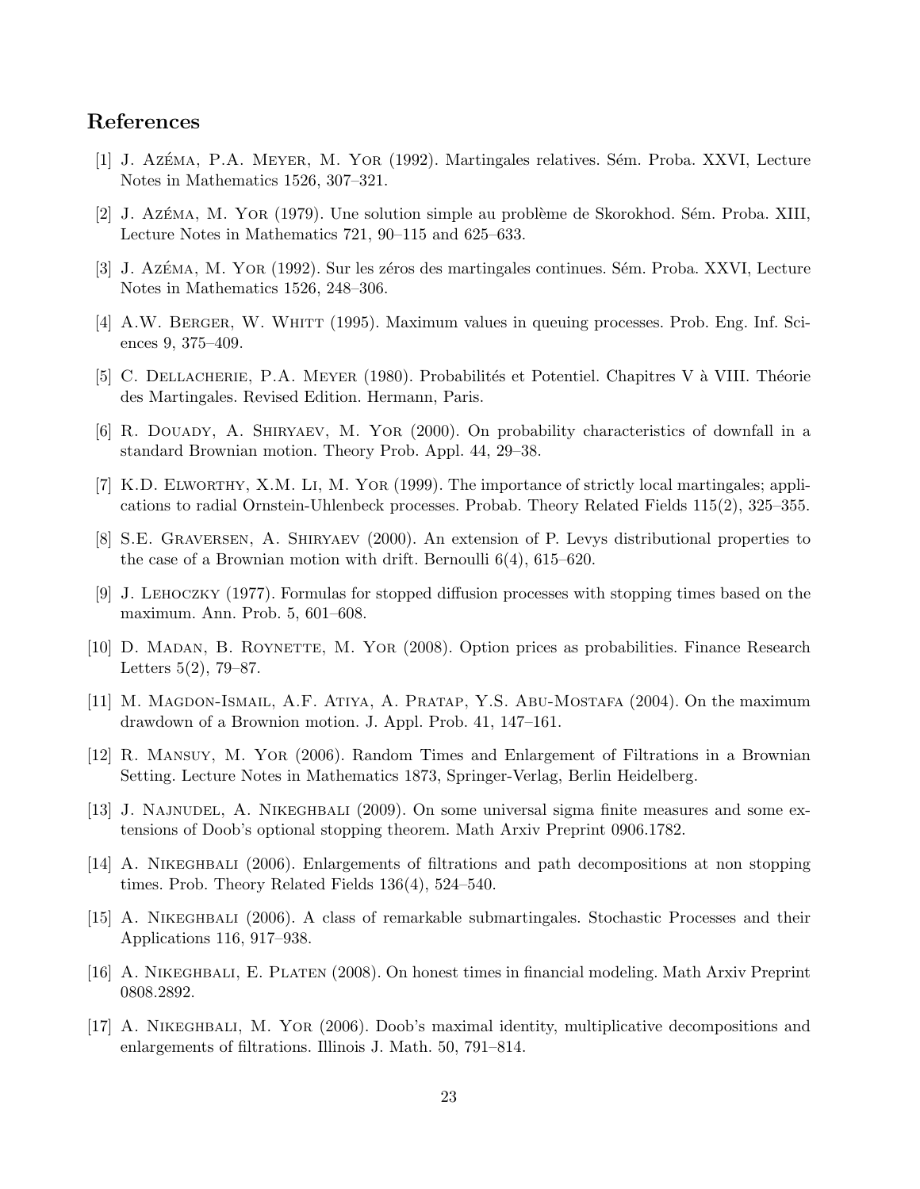## References

[1] J. Azéma, P.A. Meyer, M. Yor (1992). Martingales relatives. Sém. Proba. XXVI, Lecture Notes in Mathematics 1526, 307–321.

[2] J. Azéma, M. Yor (1979). Une solution simple au problème de Skorokhod. Sém. Proba. XIII, Lecture Notes in Mathematics 721, 90–115 and 625–633.

[3] J. Azéma, M. Yor (1992). Sur les zéros des martingales continues. Sém. Proba. XXVI, Lecture Notes in Mathematics 1526, 248–306.

[4] A.W. Berger, W. Whitt (1995). Maximum values in queuing processes. Prob. Eng. Inf. Sciences 9, 375–409.

[5] C. Dellacherie, P.A. Meyer (1980). Probabilités et Potentiel. Chapitres V à VIII. Théorie des Martingales. Revised Edition. Hermann, Paris.

[6] R. Douady, A. Shiryaev, M. Yor (2000). On probability characteristics of downfall in a standard Brownian motion. Theory Prob. Appl. 44, 29–38.

[7] K.D. Elworthy, X.M. Li, M. Yor (1999). The importance of strictly local martingales; applications to radial Ornstein-Uhlenbeck processes. Probab. Theory Related Fields 115(2), 325–355.

[8] S.E. Graversen, A. Shiryaev (2000). An extension of P. Levys distributional properties to the case of a Brownian motion with drift. Bernoulli 6(4), 615–620.

[9] J. Lehoczky (1977). Formulas for stopped diffusion processes with stopping times based on the maximum. Ann. Prob. 5, 601–608.

[10] D. Madan, B. Roynette, M. Yor (2008). Option prices as probabilities. Finance Research Letters 5(2), 79–87.

[11] M. Magdon-Ismail, A.F. Atiya, A. Pratap, Y.S. Abu-Mostafa (2004). On the maximum drawdown of a Brownion motion. J. Appl. Prob. 41, 147–161.

[12] R. Mansuy, M. Yor (2006). Random Times and Enlargement of Filtrations in a Brownian Setting. Lecture Notes in Mathematics 1873, Springer-Verlag, Berlin Heidelberg.

[13] J. Najnudel, A. Nikeghbali (2009). On some universal sigma finite measures and some extensions of Doob's optional stopping theorem. Math Arxiv Preprint 0906.1782.

[14] A. Nikeghbali (2006). Enlargements of filtrations and path decompositions at non stopping times. Prob. Theory Related Fields 136(4), 524–540.

[15] A. Nikeghbali (2006). A class of remarkable submartingales. Stochastic Processes and their Applications 116, 917–938.

[16] A. Nikeghbali, E. Platen (2008). On honest times in financial modeling. Math Arxiv Preprint 0808.2892.

[17] A. Nikeghbali, M. Yor (2006). Doob's maximal identity, multiplicative decompositions and enlargements of filtrations. Illinois J. Math. 50, 791–814.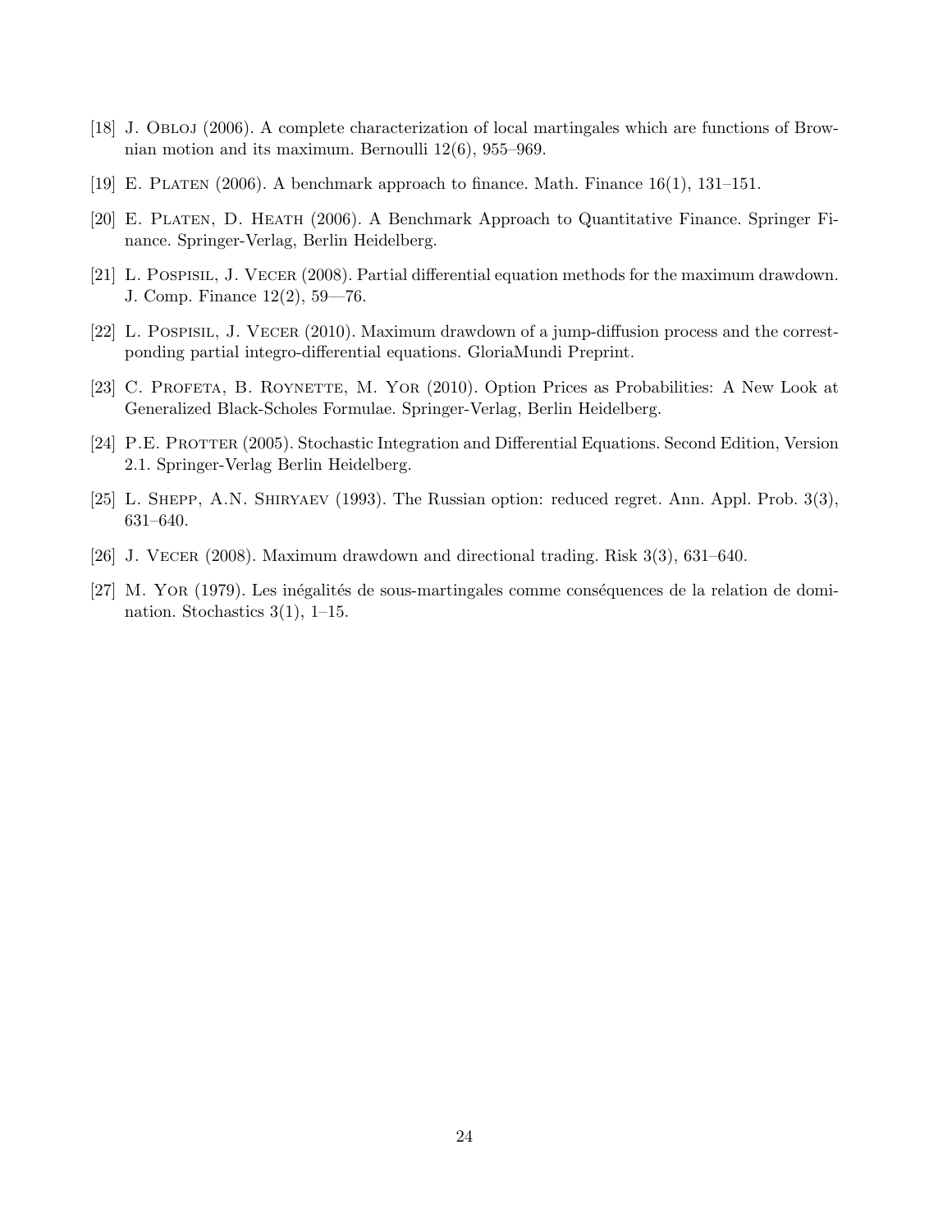[18] J. Obloj (2006). A complete characterization of local martingales which are functions of Brownian motion and its maximum. Bernoulli 12(6), 955–969.

[19] E. Platen (2006). A benchmark approach to finance. Math. Finance 16(1), 131–151.

[20] E. Platen, D. Heath (2006). A Benchmark Approach to Quantitative Finance. Springer Finance. Springer-Verlag, Berlin Heidelberg.

[21] L. Pospisil, J. Vecer (2008). Partial differential equation methods for the maximum drawdown. J. Comp. Finance 12(2), 59—76.

[22] L. Pospisil, J. Vecer (2010). Maximum drawdown of a jump-diffusion process and the correstponding partial integro-differential equations. GloriaMundi Preprint.

[23] C. Profeta, B. Roynette, M. Yor (2010). Option Prices as Probabilities: A New Look at Generalized Black-Scholes Formulae. Springer-Verlag, Berlin Heidelberg.

[24] P.E. Protter (2005). Stochastic Integration and Differential Equations. Second Edition, Version 2.1. Springer-Verlag Berlin Heidelberg.

[25] L. Shepp, A.N. Shiryaev (1993). The Russian option: reduced regret. Ann. Appl. Prob. 3(3), 631–640.

[26] J. Vecer (2008). Maximum drawdown and directional trading. Risk 3(3), 631–640.

[27] M. Yor (1979). Les inégalités de sous-martingales comme conséquences de la relation de domination. Stochastics 3(1), 1–15.